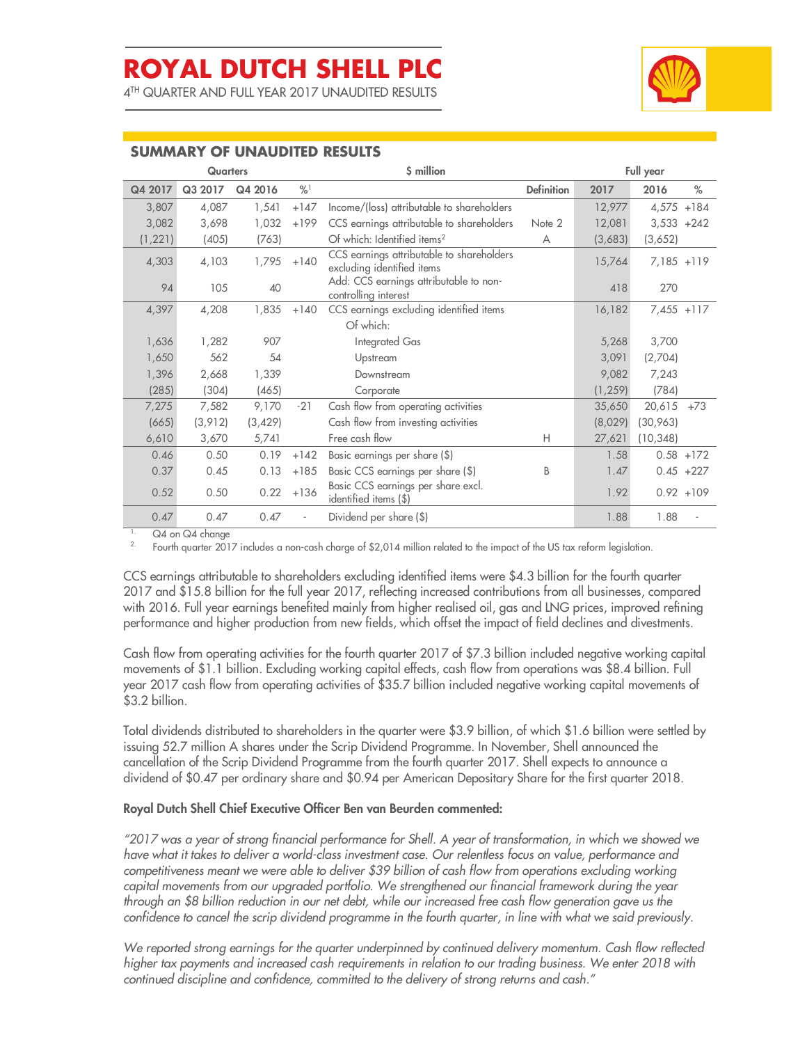# ROYAL DUTCH SHELL PLC

4TH QUARTER AND FULL YEAR 2017 UNAUDITED RESULTS

## SUMMARY OF UNAUDITED RESULTS

| Quarters | | | | $ million | | Full year | | |
|---|---|---|---|---|---|---|---|---|
| Q4 2017 | Q3 2017 | Q4 2016 | %[1] | | Definition | 2017 | 2016 | % |
| 3,807 | 4,087 | 1,541 | +147 | Income/(loss) attributable to shareholders | | 12,977 | 4,575 | +184 |
| 3,082 | 3,698 | 1,032 | +199 | CCS earnings attributable to shareholders | Note 2 | 12,081 | 3,533 | +242 |
| (1,221) | (405) | (763) | | Of which: Identified items[2] | A | (3,683) | (3,652) | |
| 4,303 | 4,103 | 1,795 | +140 | CCS earnings attributable to shareholders excluding identified items | | 15,764 | 7,185 | +119 |
| 94 | 105 | 40 | | Add: CCS earnings attributable to non-controlling interest | | 418 | 270 | |
| 4,397 | 4,208 | 1,835 | +140 | CCS earnings excluding identified items | | 16,182 | 7,455 | +117 |
| | | | | Of which: | | | | |
| 1,636 | 1,282 | 907 | | Integrated Gas | | 5,268 | 3,700 | |
| 1,650 | 562 | 54 | | Upstream | | 3,091 | (2,704) | |
| 1,396 | 2,668 | 1,339 | | Downstream | | 9,082 | 7,243 | |
| (285) | (304) | (465) | | Corporate | | (1,259) | (784) | |
| 7,275 | 7,582 | 9,170 | -21 | Cash flow from operating activities | | 35,650 | 20,615 | +73 |
| (665) | (3,912) | (3,429) | | Cash flow from investing activities | | (8,029) | (30,963) | |
| 6,610 | 3,670 | 5,741 | | Free cash flow | H | 27,621 | (10,348) | |
| 0.46 | 0.50 | 0.19 | +142 | Basic earnings per share ($) | | 1.58 | 0.58 | +172 |
| 0.37 | 0.45 | 0.13 | +185 | Basic CCS earnings per share ($) | B | 1.47 | 0.45 | +227 |
| 0.52 | 0.50 | 0.22 | +136 | Basic CCS earnings per share excl. identified items ($) | | 1.92 | 0.92 | +109 |
| 0.47 | 0.47 | 0.47 | - | Dividend per share ($) | | 1.88 | 1.88 | - |

1. Q4 on Q4 change
2. Fourth quarter 2017 includes a non-cash charge of $2,014 million related to the impact of the US tax reform legislation.

CCS earnings attributable to shareholders excluding identified items were $4.3 billion for the fourth quarter 2017 and $15.8 billion for the full year 2017, reflecting increased contributions from all businesses, compared with 2016. Full year earnings benefited mainly from higher realised oil, gas and LNG prices, improved refining performance and higher production from new fields, which offset the impact of field declines and divestments.

Cash flow from operating activities for the fourth quarter 2017 of $7.3 billion included negative working capital movements of $1.1 billion. Excluding working capital effects, cash flow from operations was $8.4 billion. Full year 2017 cash flow from operating activities of $35.7 billion included negative working capital movements of $3.2 billion.

Total dividends distributed to shareholders in the quarter were $3.9 billion, of which $1.6 billion were settled by issuing 52.7 million A shares under the Scrip Dividend Programme. In November, Shell announced the cancellation of the Scrip Dividend Programme from the fourth quarter 2017. Shell expects to announce a dividend of $0.47 per ordinary share and $0.94 per American Depositary Share for the first quarter 2018.

**Royal Dutch Shell Chief Executive Officer Ben van Beurden commented:**

*"2017 was a year of strong financial performance for Shell. A year of transformation, in which we showed we have what it takes to deliver a world-class investment case. Our relentless focus on value, performance and competitiveness meant we were able to deliver $39 billion of cash flow from operations excluding working capital movements from our upgraded portfolio. We strengthened our financial framework during the year through an $8 billion reduction in our net debt, while our increased free cash flow generation gave us the confidence to cancel the scrip dividend programme in the fourth quarter, in line with what we said previously.*

*We reported strong earnings for the quarter underpinned by continued delivery momentum. Cash flow reflected higher tax payments and increased cash requirements in relation to our trading business. We enter 2018 with continued discipline and confidence, committed to the delivery of strong returns and cash."*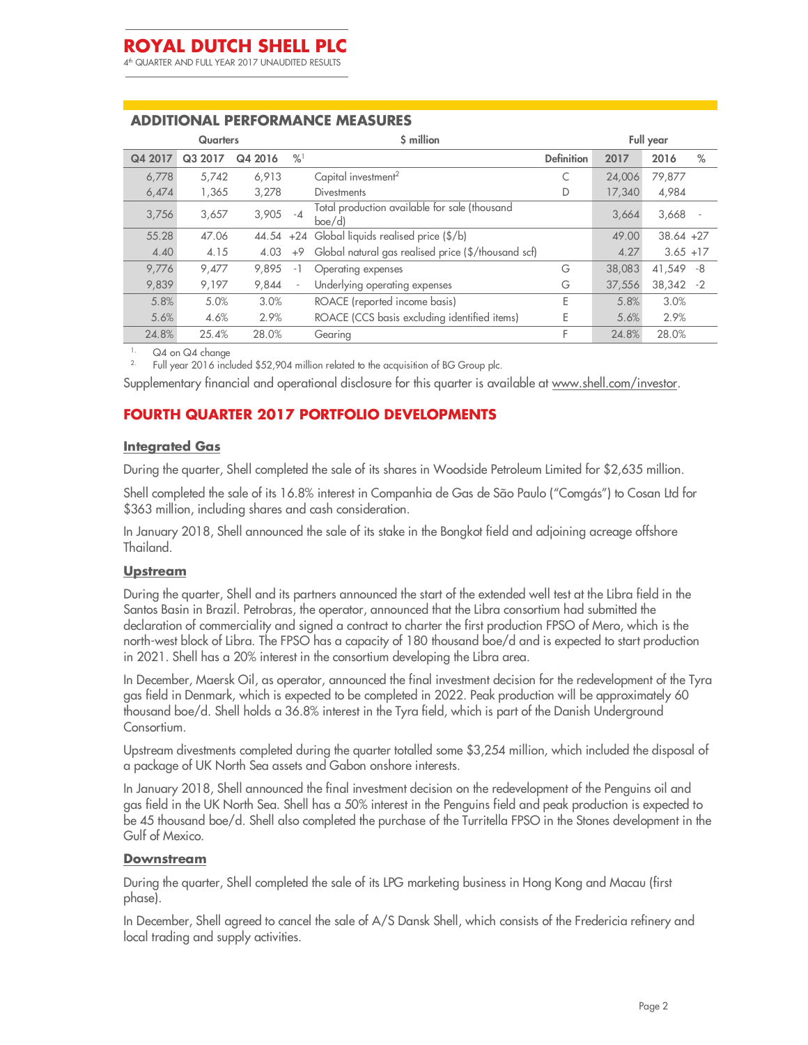## ADDITIONAL PERFORMANCE MEASURES

| Quarters | | | | $ million | | Full year | | |
|---|---|---|---|---|---|---|---|---|
| Q4 2017 | Q3 2017 | Q4 2016 | %[1] | | Definition | 2017 | 2016 | % |
| 6,778 | 5,742 | 6,913 | | Capital investment[2] | C | 24,006 | 79,877 | |
| 6,474 | 1,365 | 3,278 | | Divestments | D | 17,340 | 4,984 | |
| 3,756 | 3,657 | 3,905 | -4 | Total production available for sale (thousand boe/d) | | 3,664 | 3,668 | - |
| 55.28 | 47.06 | 44.54 | +24 | Global liquids realised price ($/b) | | 49.00 | 38.64 | +27 |
| 4.40 | 4.15 | 4.03 | +9 | Global natural gas realised price ($/thousand scf) | | 4.27 | 3.65 | +17 |
| 9,776 | 9,477 | 9,895 | -1 | Operating expenses | G | 38,083 | 41,549 | -8 |
| 9,839 | 9,197 | 9,844 | - | Underlying operating expenses | G | 37,556 | 38,342 | -2 |
| 5.8% | 5.0% | 3.0% | | ROACE (reported income basis) | E | 5.8% | 3.0% | |
| 5.6% | 4.6% | 2.9% | | ROACE (CCS basis excluding identified items) | E | 5.6% | 2.9% | |
| 24.8% | 25.4% | 28.0% | | Gearing | F | 24.8% | 28.0% | |

1. Q4 on Q4 change
2. Full year 2016 included $52,904 million related to the acquisition of BG Group plc.

Supplementary financial and operational disclosure for this quarter is available at www.shell.com/investor.

## FOURTH QUARTER 2017 PORTFOLIO DEVELOPMENTS

### Integrated Gas

During the quarter, Shell completed the sale of its shares in Woodside Petroleum Limited for $2,635 million.

Shell completed the sale of its 16.8% interest in Companhia de Gas de São Paulo ("Comgás") to Cosan Ltd for $363 million, including shares and cash consideration.

In January 2018, Shell announced the sale of its stake in the Bongkot field and adjoining acreage offshore Thailand.

### Upstream

During the quarter, Shell and its partners announced the start of the extended well test at the Libra field in the Santos Basin in Brazil. Petrobras, the operator, announced that the Libra consortium had submitted the declaration of commerciality and signed a contract to charter the first production FPSO of Mero, which is the north-west block of Libra. The FPSO has a capacity of 180 thousand boe/d and is expected to start production in 2021. Shell has a 20% interest in the consortium developing the Libra area.

In December, Maersk Oil, as operator, announced the final investment decision for the redevelopment of the Tyra gas field in Denmark, which is expected to be completed in 2022. Peak production will be approximately 60 thousand boe/d. Shell holds a 36.8% interest in the Tyra field, which is part of the Danish Underground Consortium.

Upstream divestments completed during the quarter totalled some $3,254 million, which included the disposal of a package of UK North Sea assets and Gabon onshore interests.

In January 2018, Shell announced the final investment decision on the redevelopment of the Penguins oil and gas field in the UK North Sea. Shell has a 50% interest in the Penguins field and peak production is expected to be 45 thousand boe/d. Shell also completed the purchase of the Turritella FPSO in the Stones development in the Gulf of Mexico.

### Downstream

During the quarter, Shell completed the sale of its LPG marketing business in Hong Kong and Macau (first phase).

In December, Shell agreed to cancel the sale of A/S Dansk Shell, which consists of the Fredericia refinery and local trading and supply activities.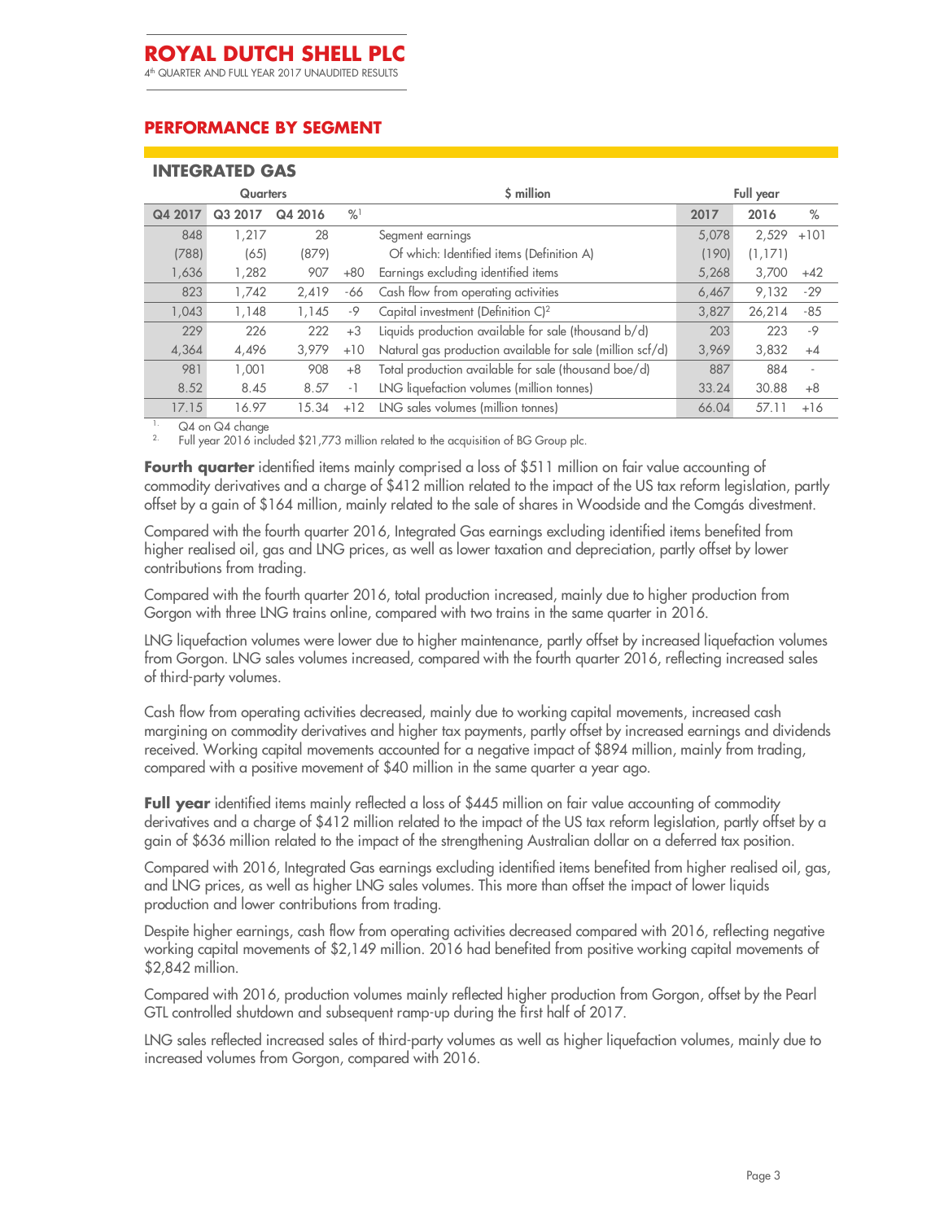## PERFORMANCE BY SEGMENT

### INTEGRATED GAS

| Quarters | | | | $ million | Full year | | |
|---|---|---|---|---|---|---|---|
| Q4 2017 | Q3 2017 | Q4 2016 | %[1] | | 2017 | 2016 | % |
| 848 | 1,217 | 28 | | Segment earnings | 5,078 | 2,529 | +101 |
| (788) | (65) | (879) | | Of which: Identified items (Definition A) | (190) | (1,171) | |
| 1,636 | 1,282 | 907 | +80 | Earnings excluding identified items | 5,268 | 3,700 | +42 |
| 823 | 1,742 | 2,419 | -66 | Cash flow from operating activities | 6,467 | 9,132 | -29 |
| 1,043 | 1,148 | 1,145 | -9 | Capital investment (Definition C)[2] | 3,827 | 26,214 | -85 |
| 229 | 226 | 222 | +3 | Liquids production available for sale (thousand b/d) | 203 | 223 | -9 |
| 4,364 | 4,496 | 3,979 | +10 | Natural gas production available for sale (million scf/d) | 3,969 | 3,832 | +4 |
| 981 | 1,001 | 908 | +8 | Total production available for sale (thousand boe/d) | 887 | 884 | - |
| 8.52 | 8.45 | 8.57 | -1 | LNG liquefaction volumes (million tonnes) | 33.24 | 30.88 | +8 |
| 17.15 | 16.97 | 15.34 | +12 | LNG sales volumes (million tonnes) | 66.04 | 57.11 | +16 |

1. Q4 on Q4 change
2. Full year 2016 included $21,773 million related to the acquisition of BG Group plc.

**Fourth quarter** identified items mainly comprised a loss of $511 million on fair value accounting of commodity derivatives and a charge of $412 million related to the impact of the US tax reform legislation, partly offset by a gain of $164 million, mainly related to the sale of shares in Woodside and the Comgás divestment.

Compared with the fourth quarter 2016, Integrated Gas earnings excluding identified items benefited from higher realised oil, gas and LNG prices, as well as lower taxation and depreciation, partly offset by lower contributions from trading.

Compared with the fourth quarter 2016, total production increased, mainly due to higher production from Gorgon with three LNG trains online, compared with two trains in the same quarter in 2016.

LNG liquefaction volumes were lower due to higher maintenance, partly offset by increased liquefaction volumes from Gorgon. LNG sales volumes increased, compared with the fourth quarter 2016, reflecting increased sales of third-party volumes.

Cash flow from operating activities decreased, mainly due to working capital movements, increased cash margining on commodity derivatives and higher tax payments, partly offset by increased earnings and dividends received. Working capital movements accounted for a negative impact of $894 million, mainly from trading, compared with a positive movement of $40 million in the same quarter a year ago.

**Full year** identified items mainly reflected a loss of $445 million on fair value accounting of commodity derivatives and a charge of $412 million related to the impact of the US tax reform legislation, partly offset by a gain of $636 million related to the impact of the strengthening Australian dollar on a deferred tax position.

Compared with 2016, Integrated Gas earnings excluding identified items benefited from higher realised oil, gas, and LNG prices, as well as higher LNG sales volumes. This more than offset the impact of lower liquids production and lower contributions from trading.

Despite higher earnings, cash flow from operating activities decreased compared with 2016, reflecting negative working capital movements of $2,149 million. 2016 had benefited from positive working capital movements of $2,842 million.

Compared with 2016, production volumes mainly reflected higher production from Gorgon, offset by the Pearl GTL controlled shutdown and subsequent ramp-up during the first half of 2017.

LNG sales reflected increased sales of third-party volumes as well as higher liquefaction volumes, mainly due to increased volumes from Gorgon, compared with 2016.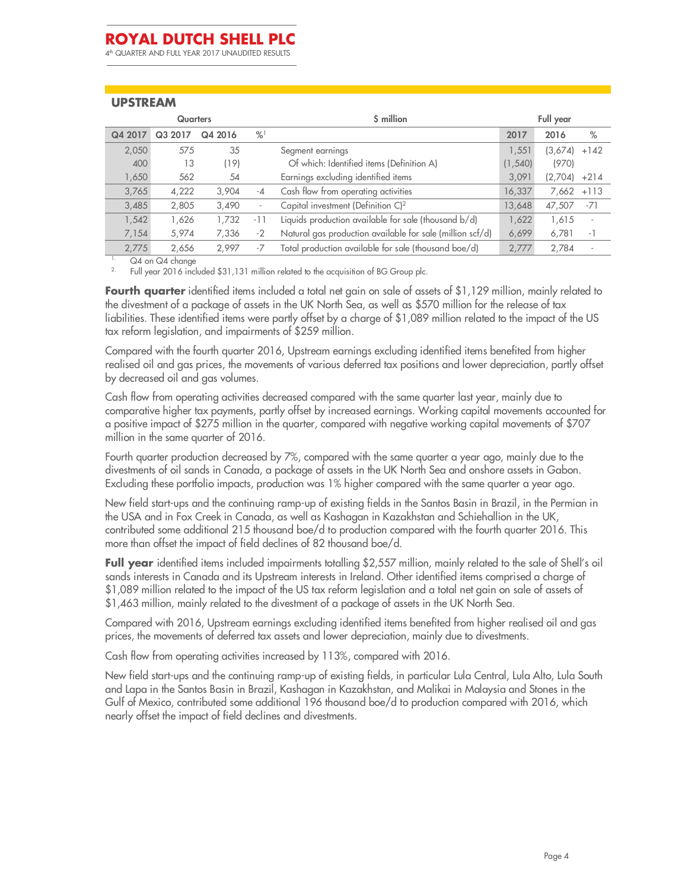## UPSTREAM

| Quarters | | | | $ million | Full year | | |
|---|---|---|---|---|---|---|---|
| Q4 2017 | Q3 2017 | Q4 2016 | %[1] | | 2017 | 2016 | % |
| 2,050 | 575 | 35 | | Segment earnings | 1,551 | (3,674) | +142 |
| 400 | 13 | (19) | | Of which: Identified items (Definition A) | (1,540) | (970) | |
| 1,650 | 562 | 54 | | Earnings excluding identified items | 3,091 | (2,704) | +214 |
| 3,765 | 4,222 | 3,904 | -4 | Cash flow from operating activities | 16,337 | 7,662 | +113 |
| 3,485 | 2,805 | 3,490 | - | Capital investment (Definition C)[2] | 13,648 | 47,507 | -71 |
| 1,542 | 1,626 | 1,732 | -11 | Liquids production available for sale (thousand b/d) | 1,622 | 1,615 | - |
| 7,154 | 5,974 | 7,336 | -2 | Natural gas production available for sale (million scf/d) | 6,699 | 6,781 | -1 |
| 2,775 | 2,656 | 2,997 | -7 | Total production available for sale (thousand boe/d) | 2,777 | 2,784 | - |

1. Q4 on Q4 change
2. Full year 2016 included $31,131 million related to the acquisition of BG Group plc.

**Fourth quarter** identified items included a total net gain on sale of assets of $1,129 million, mainly related to the divestment of a package of assets in the UK North Sea, as well as $570 million for the release of tax liabilities. These identified items were partly offset by a charge of $1,089 million related to the impact of the US tax reform legislation, and impairments of $259 million.

Compared with the fourth quarter 2016, Upstream earnings excluding identified items benefited from higher realised oil and gas prices, the movements of various deferred tax positions and lower depreciation, partly offset by decreased oil and gas volumes.

Cash flow from operating activities decreased compared with the same quarter last year, mainly due to comparative higher tax payments, partly offset by increased earnings. Working capital movements accounted for a positive impact of $275 million in the quarter, compared with negative working capital movements of $707 million in the same quarter of 2016.

Fourth quarter production decreased by 7%, compared with the same quarter a year ago, mainly due to the divestments of oil sands in Canada, a package of assets in the UK North Sea and onshore assets in Gabon. Excluding these portfolio impacts, production was 1% higher compared with the same quarter a year ago.

New field start-ups and the continuing ramp-up of existing fields in the Santos Basin in Brazil, in the Permian in the USA and in Fox Creek in Canada, as well as Kashagan in Kazakhstan and Schiehallion in the UK, contributed some additional 215 thousand boe/d to production compared with the fourth quarter 2016. This more than offset the impact of field declines of 82 thousand boe/d.

**Full year** identified items included impairments totalling $2,557 million, mainly related to the sale of Shell's oil sands interests in Canada and its Upstream interests in Ireland. Other identified items comprised a charge of $1,089 million related to the impact of the US tax reform legislation and a total net gain on sale of assets of $1,463 million, mainly related to the divestment of a package of assets in the UK North Sea.

Compared with 2016, Upstream earnings excluding identified items benefited from higher realised oil and gas prices, the movements of deferred tax assets and lower depreciation, mainly due to divestments.

Cash flow from operating activities increased by 113%, compared with 2016.

New field start-ups and the continuing ramp-up of existing fields, in particular Lula Central, Lula Alto, Lula South and Lapa in the Santos Basin in Brazil, Kashagan in Kazakhstan, and Malikai in Malaysia and Stones in the Gulf of Mexico, contributed some additional 196 thousand boe/d to production compared with 2016, which nearly offset the impact of field declines and divestments.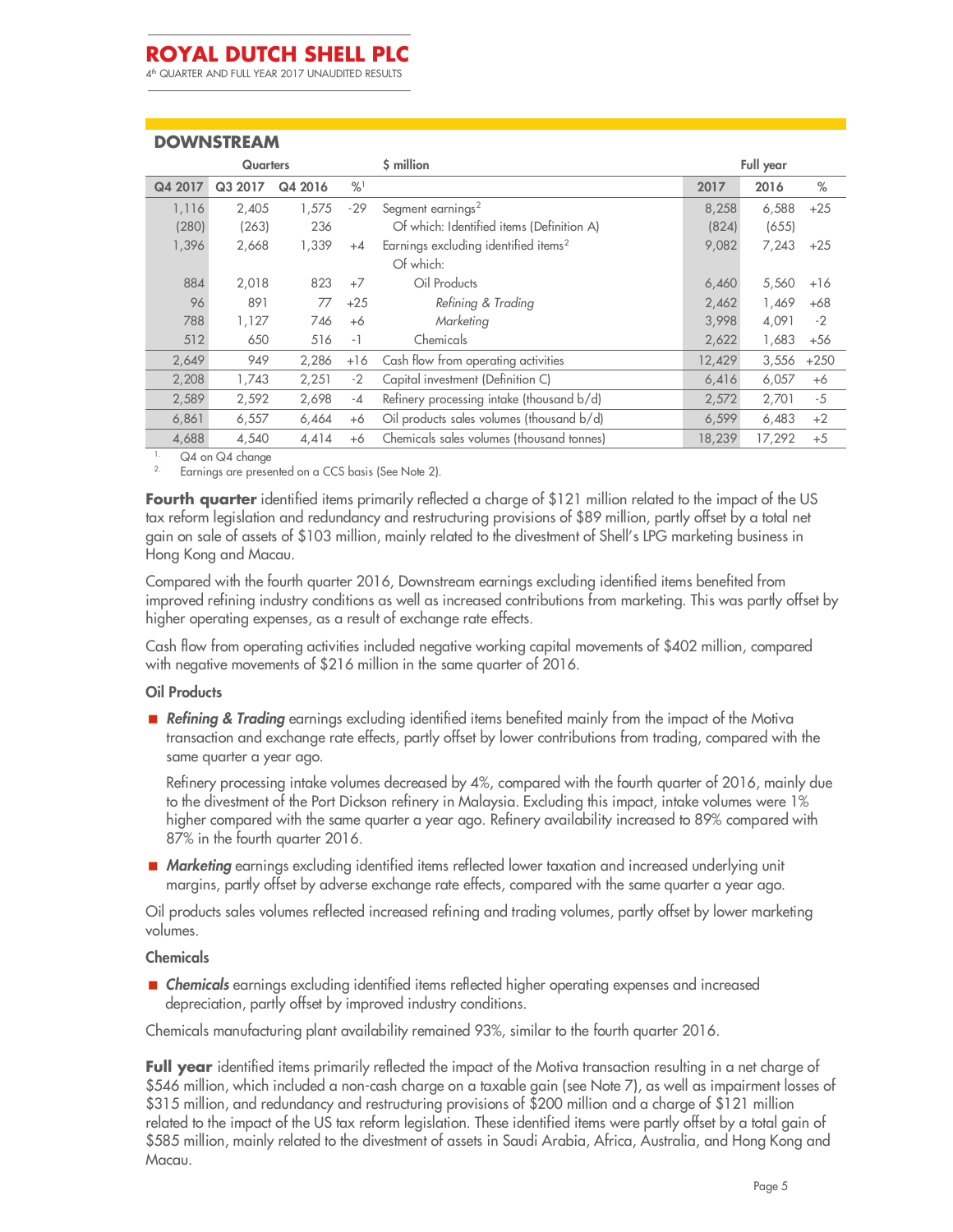## DOWNSTREAM

| Quarters | | | | $ million | Full year | | |
|---|---|---|---|---|---|---|---|
| Q4 2017 | Q3 2017 | Q4 2016 | %[1] | | 2017 | 2016 | % |
| 1,116 | 2,405 | 1,575 | -29 | Segment earnings[2] | 8,258 | 6,588 | +25 |
| (280) | (263) | 236 | | Of which: Identified items (Definition A) | (824) | (655) | |
| 1,396 | 2,668 | 1,339 | +4 | Earnings excluding identified items[2] | 9,082 | 7,243 | +25 |
| | | | | Of which: | | | |
| 884 | 2,018 | 823 | +7 | Oil Products | 6,460 | 5,560 | +16 |
| 96 | 891 | 77 | +25 | *Refining & Trading* | 2,462 | 1,469 | +68 |
| 788 | 1,127 | 746 | +6 | *Marketing* | 3,998 | 4,091 | -2 |
| 512 | 650 | 516 | -1 | Chemicals | 2,622 | 1,683 | +56 |
| 2,649 | 949 | 2,286 | +16 | Cash flow from operating activities | 12,429 | 3,556 | +250 |
| 2,208 | 1,743 | 2,251 | -2 | Capital investment (Definition C) | 6,416 | 6,057 | +6 |
| 2,589 | 2,592 | 2,698 | -4 | Refinery processing intake (thousand b/d) | 2,572 | 2,701 | -5 |
| 6,861 | 6,557 | 6,464 | +6 | Oil products sales volumes (thousand b/d) | 6,599 | 6,483 | +2 |
| 4,688 | 4,540 | 4,414 | +6 | Chemicals sales volumes (thousand tonnes) | 18,239 | 17,292 | +5 |

1. Q4 on Q4 change
2. Earnings are presented on a CCS basis (See Note 2).

**Fourth quarter** identified items primarily reflected a charge of $121 million related to the impact of the US tax reform legislation and redundancy and restructuring provisions of $89 million, partly offset by a total net gain on sale of assets of $103 million, mainly related to the divestment of Shell's LPG marketing business in Hong Kong and Macau.

Compared with the fourth quarter 2016, Downstream earnings excluding identified items benefited from improved refining industry conditions as well as increased contributions from marketing. This was partly offset by higher operating expenses, as a result of exchange rate effects.

Cash flow from operating activities included negative working capital movements of $402 million, compared with negative movements of $216 million in the same quarter of 2016.

### Oil Products

- ***Refining & Trading*** earnings excluding identified items benefited mainly from the impact of the Motiva transaction and exchange rate effects, partly offset by lower contributions from trading, compared with the same quarter a year ago.

  Refinery processing intake volumes decreased by 4%, compared with the fourth quarter of 2016, mainly due to the divestment of the Port Dickson refinery in Malaysia. Excluding this impact, intake volumes were 1% higher compared with the same quarter a year ago. Refinery availability increased to 89% compared with 87% in the fourth quarter 2016.

- ***Marketing*** earnings excluding identified items reflected lower taxation and increased underlying unit margins, partly offset by adverse exchange rate effects, compared with the same quarter a year ago.

Oil products sales volumes reflected increased refining and trading volumes, partly offset by lower marketing volumes.

### Chemicals

- ***Chemicals*** earnings excluding identified items reflected higher operating expenses and increased depreciation, partly offset by improved industry conditions.

Chemicals manufacturing plant availability remained 93%, similar to the fourth quarter 2016.

**Full year** identified items primarily reflected the impact of the Motiva transaction resulting in a net charge of $546 million, which included a non-cash charge on a taxable gain (see Note 7), as well as impairment losses of $315 million, and redundancy and restructuring provisions of $200 million and a charge of $121 million related to the impact of the US tax reform legislation. These identified items were partly offset by a total gain of $585 million, mainly related to the divestment of assets in Saudi Arabia, Africa, Australia, and Hong Kong and Macau.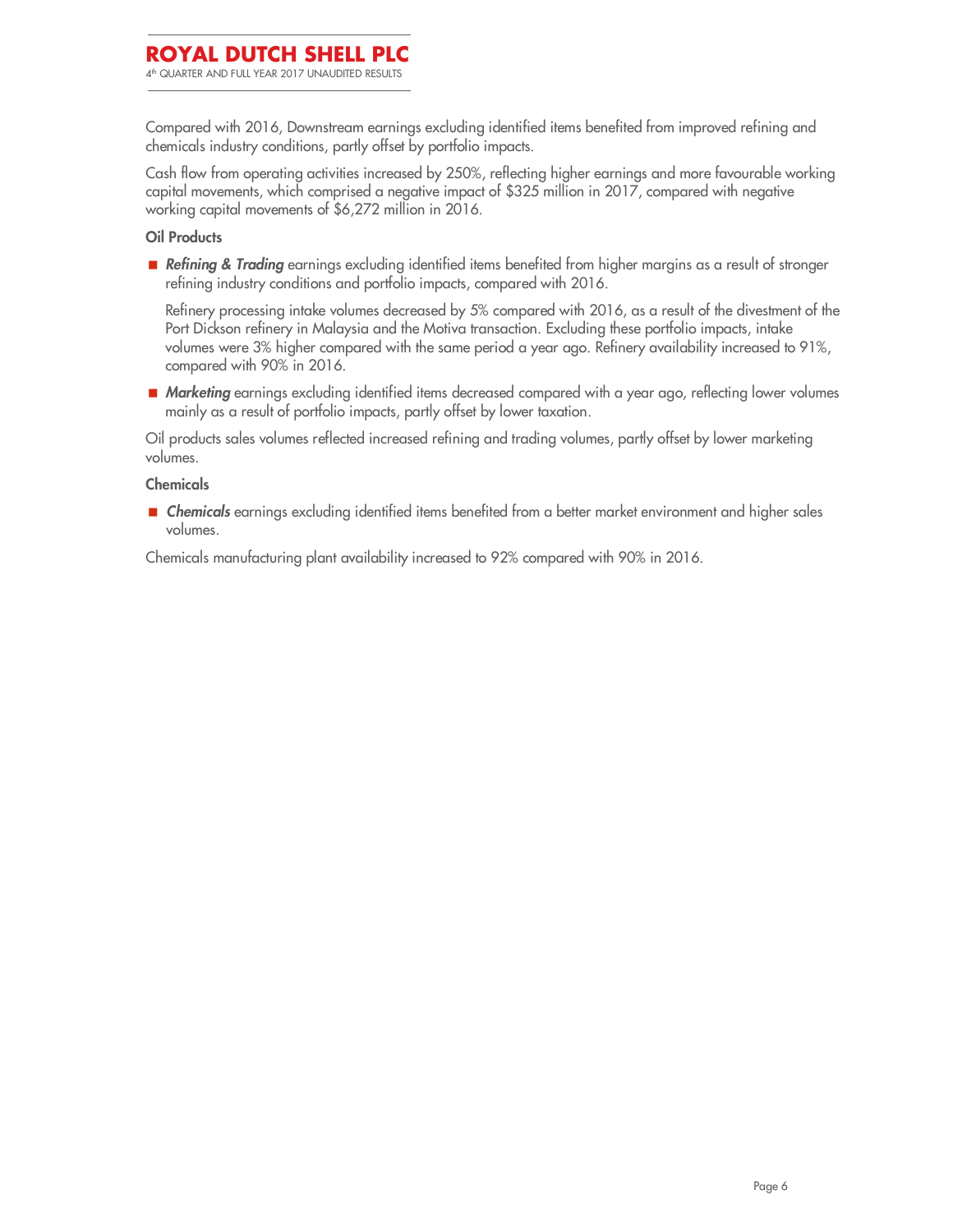Compared with 2016, Downstream earnings excluding identified items benefited from improved refining and chemicals industry conditions, partly offset by portfolio impacts.

Cash flow from operating activities increased by 250%, reflecting higher earnings and more favourable working capital movements, which comprised a negative impact of $325 million in 2017, compared with negative working capital movements of $6,272 million in 2016.

**Oil Products**

- ***Refining & Trading*** earnings excluding identified items benefited from higher margins as a result of stronger refining industry conditions and portfolio impacts, compared with 2016.

  Refinery processing intake volumes decreased by 5% compared with 2016, as a result of the divestment of the Port Dickson refinery in Malaysia and the Motiva transaction. Excluding these portfolio impacts, intake volumes were 3% higher compared with the same period a year ago. Refinery availability increased to 91%, compared with 90% in 2016.

- ***Marketing*** earnings excluding identified items decreased compared with a year ago, reflecting lower volumes mainly as a result of portfolio impacts, partly offset by lower taxation.

Oil products sales volumes reflected increased refining and trading volumes, partly offset by lower marketing volumes.

**Chemicals**

- ***Chemicals*** earnings excluding identified items benefited from a better market environment and higher sales volumes.

Chemicals manufacturing plant availability increased to 92% compared with 90% in 2016.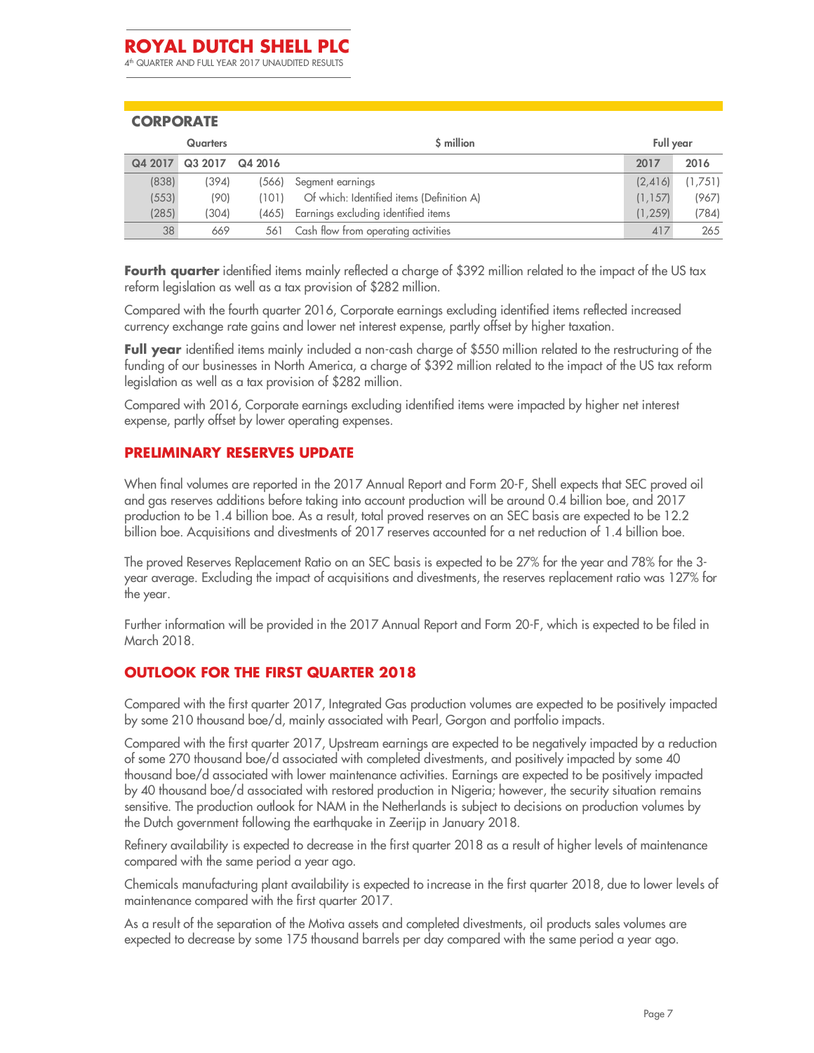## CORPORATE

| Quarters | | | $ million | Full year | |
|---|---|---|---|---|---|
| Q4 2017 | Q3 2017 | Q4 2016 | | 2017 | 2016 |
| (838) | (394) | (566) | Segment earnings | (2,416) | (1,751) |
| (553) | (90) | (101) | Of which: Identified items (Definition A) | (1,157) | (967) |
| (285) | (304) | (465) | Earnings excluding identified items | (1,259) | (784) |
| 38 | 669 | 561 | Cash flow from operating activities | 417 | 265 |

**Fourth quarter** identified items mainly reflected a charge of $392 million related to the impact of the US tax reform legislation as well as a tax provision of $282 million.

Compared with the fourth quarter 2016, Corporate earnings excluding identified items reflected increased currency exchange rate gains and lower net interest expense, partly offset by higher taxation.

**Full year** identified items mainly included a non-cash charge of $550 million related to the restructuring of the funding of our businesses in North America, a charge of $392 million related to the impact of the US tax reform legislation as well as a tax provision of $282 million.

Compared with 2016, Corporate earnings excluding identified items were impacted by higher net interest expense, partly offset by lower operating expenses.

## PRELIMINARY RESERVES UPDATE

When final volumes are reported in the 2017 Annual Report and Form 20-F, Shell expects that SEC proved oil and gas reserves additions before taking into account production will be around 0.4 billion boe, and 2017 production to be 1.4 billion boe. As a result, total proved reserves on an SEC basis are expected to be 12.2 billion boe. Acquisitions and divestments of 2017 reserves accounted for a net reduction of 1.4 billion boe.

The proved Reserves Replacement Ratio on an SEC basis is expected to be 27% for the year and 78% for the 3-year average. Excluding the impact of acquisitions and divestments, the reserves replacement ratio was 127% for the year.

Further information will be provided in the 2017 Annual Report and Form 20-F, which is expected to be filed in March 2018.

## OUTLOOK FOR THE FIRST QUARTER 2018

Compared with the first quarter 2017, Integrated Gas production volumes are expected to be positively impacted by some 210 thousand boe/d, mainly associated with Pearl, Gorgon and portfolio impacts.

Compared with the first quarter 2017, Upstream earnings are expected to be negatively impacted by a reduction of some 270 thousand boe/d associated with completed divestments, and positively impacted by some 40 thousand boe/d associated with lower maintenance activities. Earnings are expected to be positively impacted by 40 thousand boe/d associated with restored production in Nigeria; however, the security situation remains sensitive. The production outlook for NAM in the Netherlands is subject to decisions on production volumes by the Dutch government following the earthquake in Zeerijp in January 2018.

Refinery availability is expected to decrease in the first quarter 2018 as a result of higher levels of maintenance compared with the same period a year ago.

Chemicals manufacturing plant availability is expected to increase in the first quarter 2018, due to lower levels of maintenance compared with the first quarter 2017.

As a result of the separation of the Motiva assets and completed divestments, oil products sales volumes are expected to decrease by some 175 thousand barrels per day compared with the same period a year ago.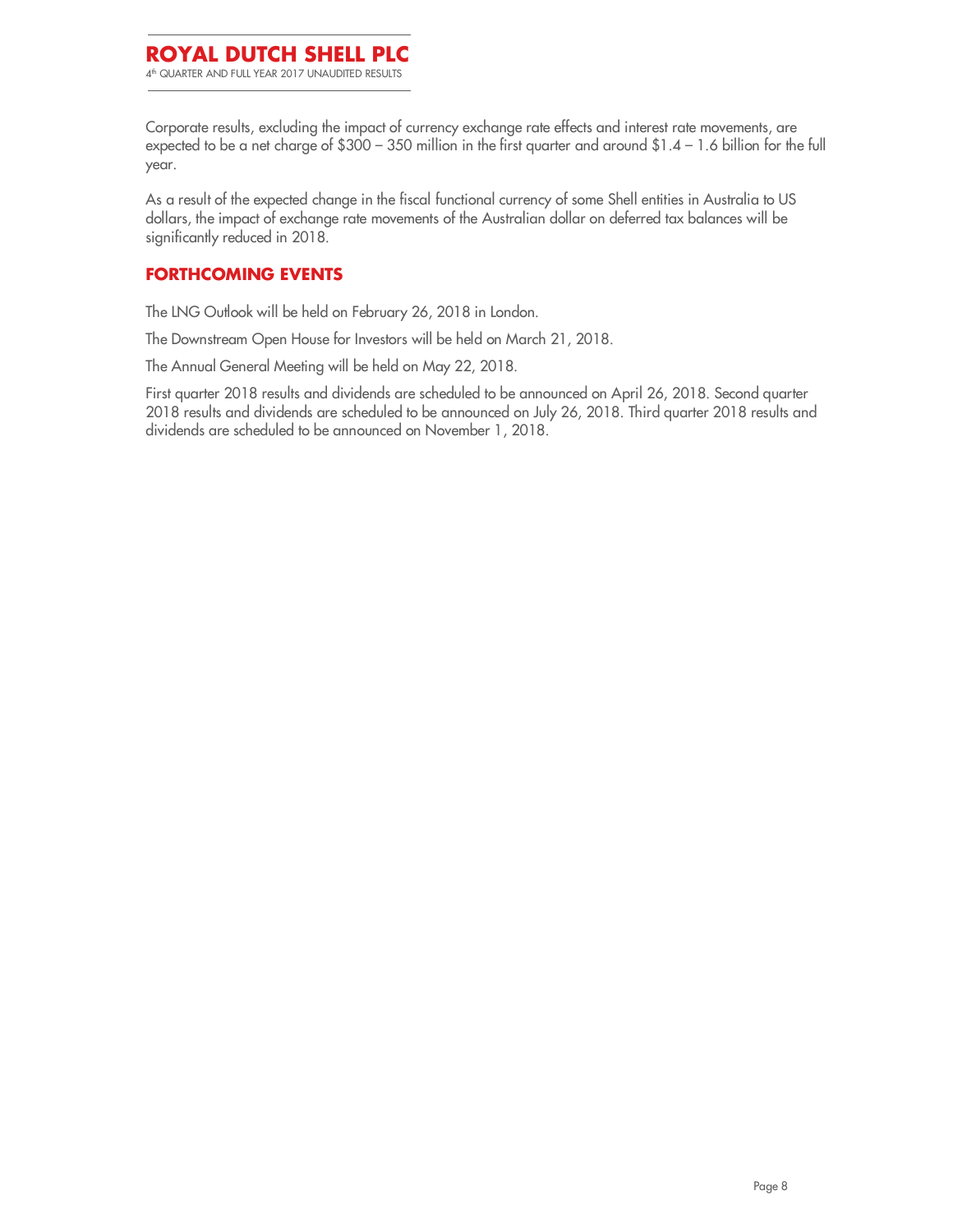Corporate results, excluding the impact of currency exchange rate effects and interest rate movements, are expected to be a net charge of $300 – 350 million in the first quarter and around $1.4 – 1.6 billion for the full year.

As a result of the expected change in the fiscal functional currency of some Shell entities in Australia to US dollars, the impact of exchange rate movements of the Australian dollar on deferred tax balances will be significantly reduced in 2018.

## FORTHCOMING EVENTS

The LNG Outlook will be held on February 26, 2018 in London.

The Downstream Open House for Investors will be held on March 21, 2018.

The Annual General Meeting will be held on May 22, 2018.

First quarter 2018 results and dividends are scheduled to be announced on April 26, 2018. Second quarter 2018 results and dividends are scheduled to be announced on July 26, 2018. Third quarter 2018 results and dividends are scheduled to be announced on November 1, 2018.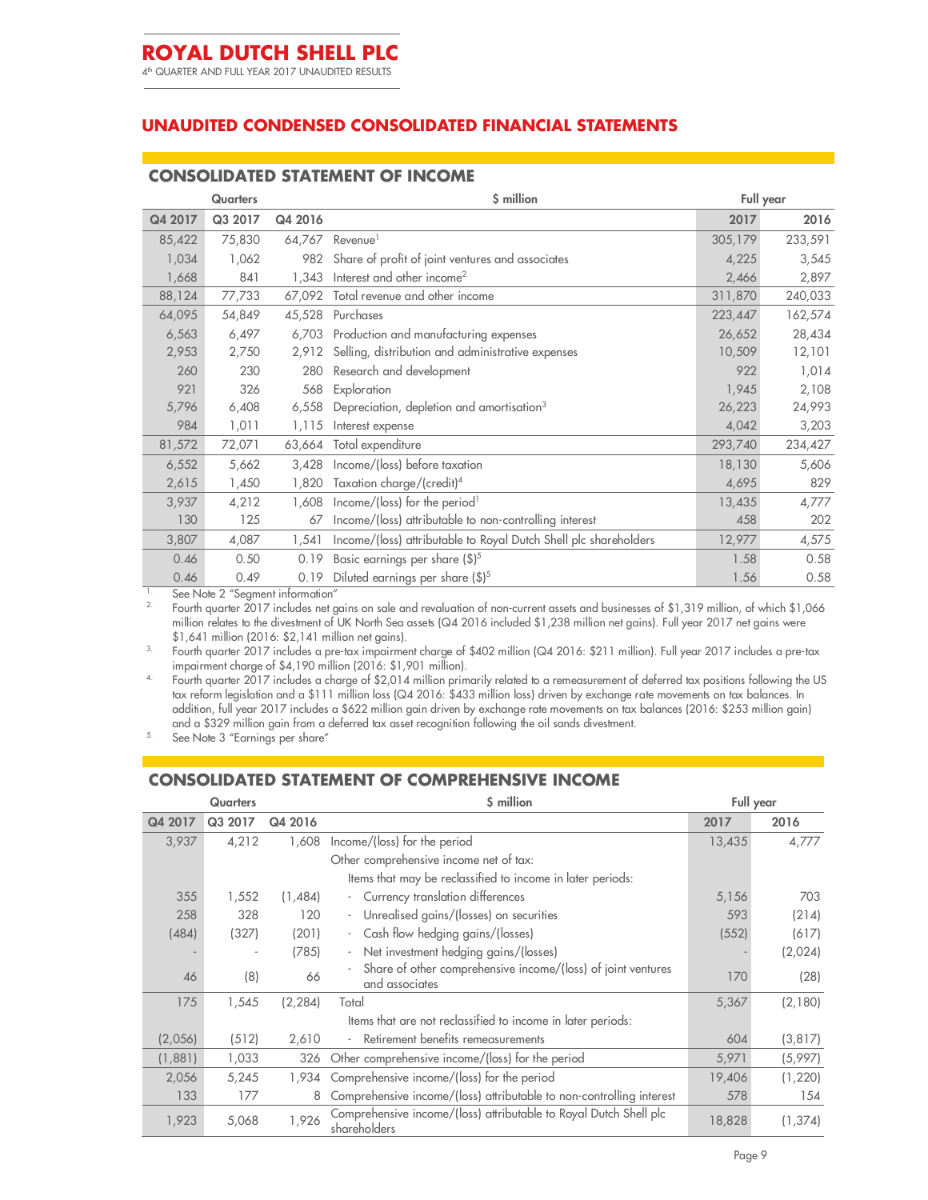## UNAUDITED CONDENSED CONSOLIDATED FINANCIAL STATEMENTS

### CONSOLIDATED STATEMENT OF INCOME

| Quarters | | | $ million | Full year | |
|---|---|---|---|---|---|
| Q4 2017 | Q3 2017 | Q4 2016 | | 2017 | 2016 |
| 85,422 | 75,830 | 64,767 | Revenue[1] | 305,179 | 233,591 |
| 1,034 | 1,062 | 982 | Share of profit of joint ventures and associates | 4,225 | 3,545 |
| 1,668 | 841 | 1,343 | Interest and other income[2] | 2,466 | 2,897 |
| 88,124 | 77,733 | 67,092 | Total revenue and other income | 311,870 | 240,033 |
| 64,095 | 54,849 | 45,528 | Purchases | 223,447 | 162,574 |
| 6,563 | 6,497 | 6,703 | Production and manufacturing expenses | 26,652 | 28,434 |
| 2,953 | 2,750 | 2,912 | Selling, distribution and administrative expenses | 10,509 | 12,101 |
| 260 | 230 | 280 | Research and development | 922 | 1,014 |
| 921 | 326 | 568 | Exploration | 1,945 | 2,108 |
| 5,796 | 6,408 | 6,558 | Depreciation, depletion and amortisation[3] | 26,223 | 24,993 |
| 984 | 1,011 | 1,115 | Interest expense | 4,042 | 3,203 |
| 81,572 | 72,071 | 63,664 | Total expenditure | 293,740 | 234,427 |
| 6,552 | 5,662 | 3,428 | Income/(loss) before taxation | 18,130 | 5,606 |
| 2,615 | 1,450 | 1,820 | Taxation charge/(credit)[4] | 4,695 | 829 |
| 3,937 | 4,212 | 1,608 | Income/(loss) for the period[1] | 13,435 | 4,777 |
| 130 | 125 | 67 | Income/(loss) attributable to non-controlling interest | 458 | 202 |
| 3,807 | 4,087 | 1,541 | Income/(loss) attributable to Royal Dutch Shell plc shareholders | 12,977 | 4,575 |
| 0.46 | 0.50 | 0.19 | Basic earnings per share ($)[5] | 1.58 | 0.58 |
| 0.46 | 0.49 | 0.19 | Diluted earnings per share ($)[5] | 1.56 | 0.58 |

1. See Note 2 "Segment information"
2. Fourth quarter 2017 includes net gains on sale and revaluation of non-current assets and businesses of $1,319 million, of which $1,066 million relates to the divestment of UK North Sea assets (Q4 2016 included $1,238 million net gains). Full year 2017 net gains were $1,641 million (2016: $2,141 million net gains).
3. Fourth quarter 2017 includes a pre-tax impairment charge of $402 million (Q4 2016: $211 million). Full year 2017 includes a pre-tax impairment charge of $4,190 million (2016: $1,901 million).
4. Fourth quarter 2017 includes a charge of $2,014 million primarily related to a remeasurement of deferred tax positions following the US tax reform legislation and a $111 million loss (Q4 2016: $433 million loss) driven by exchange rate movements on tax balances. In addition, full year 2017 includes a $622 million gain driven by exchange rate movements on tax balances (2016: $253 million gain) and a $329 million gain from a deferred tax asset recognition following the oil sands divestment.
5. See Note 3 "Earnings per share"

### CONSOLIDATED STATEMENT OF COMPREHENSIVE INCOME

| Quarters | | | $ million | Full year | |
|---|---|---|---|---|---|
| Q4 2017 | Q3 2017 | Q4 2016 | | 2017 | 2016 |
| 3,937 | 4,212 | 1,608 | Income/(loss) for the period | 13,435 | 4,777 |
| | | | Other comprehensive income net of tax: | | |
| | | | Items that may be reclassified to income in later periods: | | |
| 355 | 1,552 | (1,484) | - Currency translation differences | 5,156 | 703 |
| 258 | 328 | 120 | - Unrealised gains/(losses) on securities | 593 | (214) |
| (484) | (327) | (201) | - Cash flow hedging gains/(losses) | (552) | (617) |
| - | - | (785) | - Net investment hedging gains/(losses) | - | (2,024) |
| 46 | (8) | 66 | - Share of other comprehensive income/(loss) of joint ventures and associates | 170 | (28) |
| 175 | 1,545 | (2,284) | Total | 5,367 | (2,180) |
| | | | Items that are not reclassified to income in later periods: | | |
| (2,056) | (512) | 2,610 | - Retirement benefits remeasurements | 604 | (3,817) |
| (1,881) | 1,033 | 326 | Other comprehensive income/(loss) for the period | 5,971 | (5,997) |
| 2,056 | 5,245 | 1,934 | Comprehensive income/(loss) for the period | 19,406 | (1,220) |
| 133 | 177 | 8 | Comprehensive income/(loss) attributable to non-controlling interest | 578 | 154 |
| 1,923 | 5,068 | 1,926 | Comprehensive income/(loss) attributable to Royal Dutch Shell plc shareholders | 18,828 | (1,374) |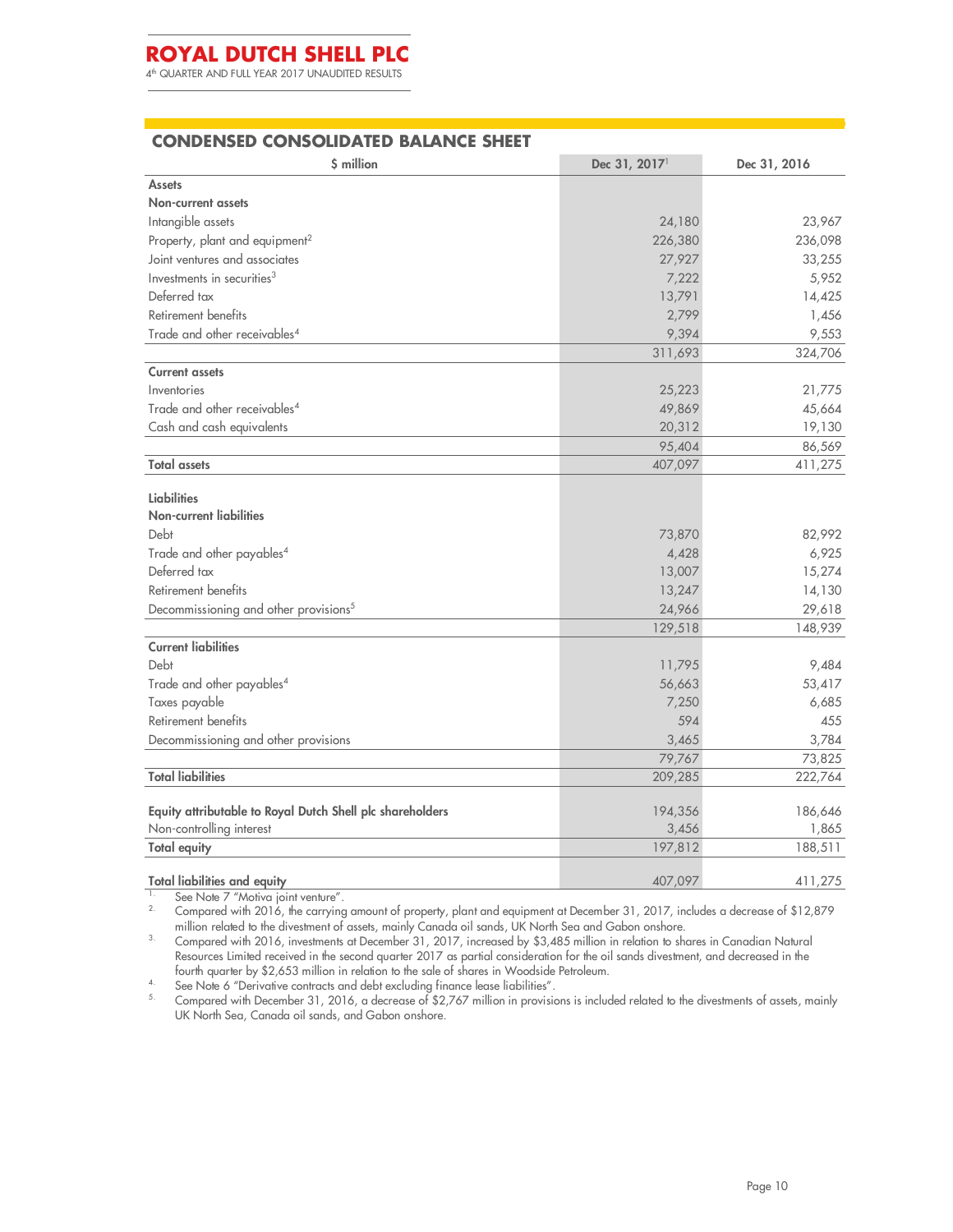## CONDENSED CONSOLIDATED BALANCE SHEET

| $ million | Dec 31, 2017[1] | Dec 31, 2016 |
|---|---|---|
| **Assets** | | |
| **Non-current assets** | | |
| Intangible assets | 24,180 | 23,967 |
| Property, plant and equipment[2] | 226,380 | 236,098 |
| Joint ventures and associates | 27,927 | 33,255 |
| Investments in securities[3] | 7,222 | 5,952 |
| Deferred tax | 13,791 | 14,425 |
| Retirement benefits | 2,799 | 1,456 |
| Trade and other receivables[4] | 9,394 | 9,553 |
| | 311,693 | 324,706 |
| **Current assets** | | |
| Inventories | 25,223 | 21,775 |
| Trade and other receivables[4] | 49,869 | 45,664 |
| Cash and cash equivalents | 20,312 | 19,130 |
| | 95,404 | 86,569 |
| **Total assets** | 407,097 | 411,275 |
| **Liabilities** | | |
| **Non-current liabilities** | | |
| Debt | 73,870 | 82,992 |
| Trade and other payables[4] | 4,428 | 6,925 |
| Deferred tax | 13,007 | 15,274 |
| Retirement benefits | 13,247 | 14,130 |
| Decommissioning and other provisions[5] | 24,966 | 29,618 |
| | 129,518 | 148,939 |
| **Current liabilities** | | |
| Debt | 11,795 | 9,484 |
| Trade and other payables[4] | 56,663 | 53,417 |
| Taxes payable | 7,250 | 6,685 |
| Retirement benefits | 594 | 455 |
| Decommissioning and other provisions | 3,465 | 3,784 |
| | 79,767 | 73,825 |
| **Total liabilities** | 209,285 | 222,764 |
| **Equity attributable to Royal Dutch Shell plc shareholders** | 194,356 | 186,646 |
| Non-controlling interest | 3,456 | 1,865 |
| **Total equity** | 197,812 | 188,511 |
| **Total liabilities and equity** | 407,097 | 411,275 |

1. See Note 7 "Motiva joint venture".
2. Compared with 2016, the carrying amount of property, plant and equipment at December 31, 2017, includes a decrease of $12,879 million related to the divestment of assets, mainly Canada oil sands, UK North Sea and Gabon onshore.
3. Compared with 2016, investments at December 31, 2017, increased by $3,485 million in relation to shares in Canadian Natural Resources Limited received in the second quarter 2017 as partial consideration for the oil sands divestment, and decreased in the fourth quarter by $2,653 million in relation to the sale of shares in Woodside Petroleum.
4. See Note 6 "Derivative contracts and debt excluding finance lease liabilities".
5. Compared with December 31, 2016, a decrease of $2,767 million in provisions is included related to the divestments of assets, mainly UK North Sea, Canada oil sands, and Gabon onshore.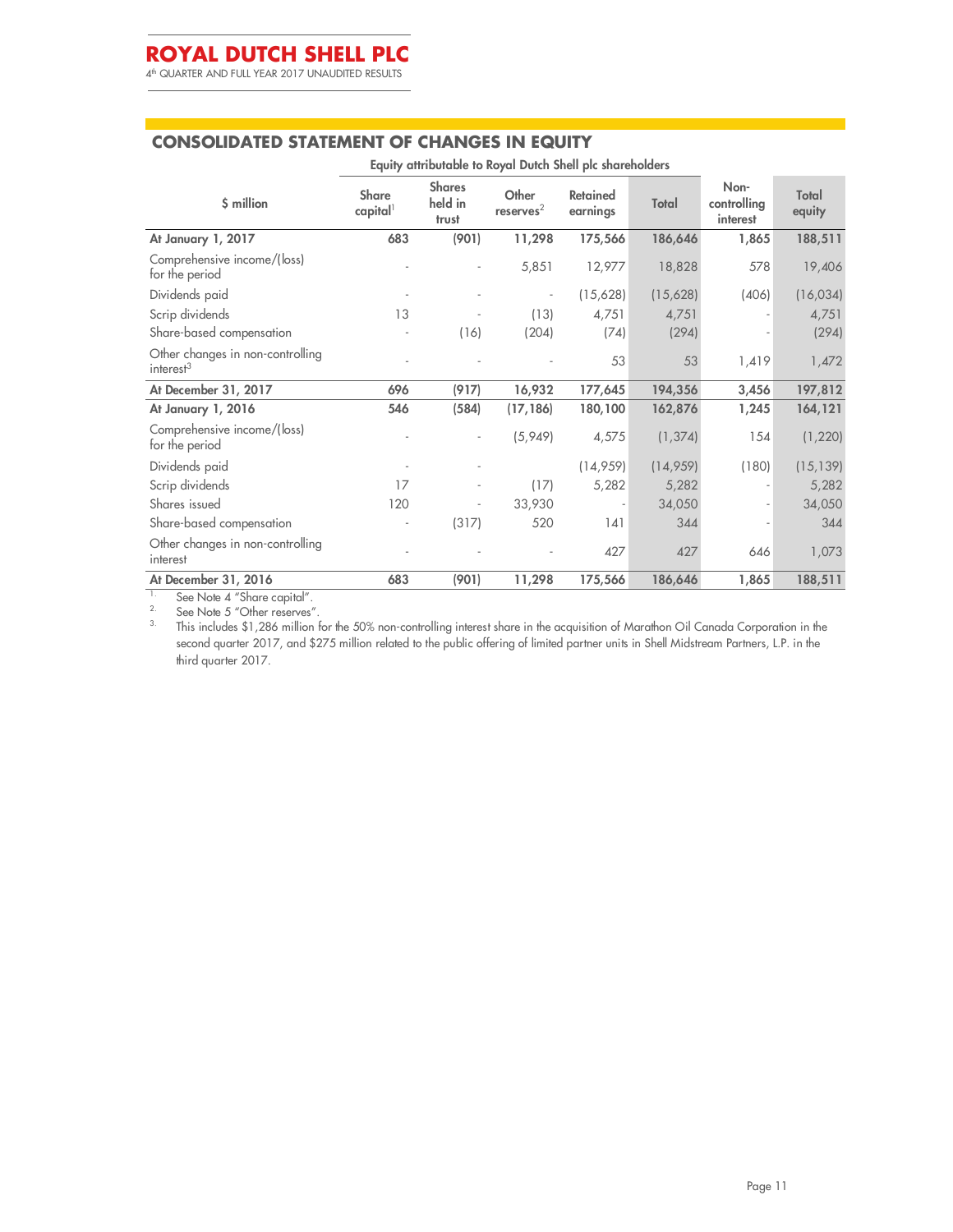## CONSOLIDATED STATEMENT OF CHANGES IN EQUITY

| $ million | Equity attributable to Royal Dutch Shell plc shareholders | | | | | | |
|---|---|---|---|---|---|---|---|
| | Share capital[1] | Shares held in trust | Other reserves[2] | Retained earnings | Total | Non-controlling interest | Total equity |
| **At January 1, 2017** | **683** | **(901)** | **11,298** | **175,566** | **186,646** | **1,865** | **188,511** |
| Comprehensive income/(loss) for the period | - | - | 5,851 | 12,977 | 18,828 | 578 | 19,406 |
| Dividends paid | - | - | - | (15,628) | (15,628) | (406) | (16,034) |
| Scrip dividends | 13 | - | (13) | 4,751 | 4,751 | - | 4,751 |
| Share-based compensation | - | (16) | (204) | (74) | (294) | - | (294) |
| Other changes in non-controlling interest[3] | - | - | - | 53 | 53 | 1,419 | 1,472 |
| **At December 31, 2017** | **696** | **(917)** | **16,932** | **177,645** | **194,356** | **3,456** | **197,812** |
| **At January 1, 2016** | **546** | **(584)** | **(17,186)** | **180,100** | **162,876** | **1,245** | **164,121** |
| Comprehensive income/(loss) for the period | - | - | (5,949) | 4,575 | (1,374) | 154 | (1,220) |
| Dividends paid | - | - | | (14,959) | (14,959) | (180) | (15,139) |
| Scrip dividends | 17 | - | (17) | 5,282 | 5,282 | - | 5,282 |
| Shares issued | 120 | - | 33,930 | - | 34,050 | - | 34,050 |
| Share-based compensation | - | (317) | 520 | 141 | 344 | - | 344 |
| Other changes in non-controlling interest | - | - | - | 427 | 427 | 646 | 1,073 |
| **At December 31, 2016** | **683** | **(901)** | **11,298** | **175,566** | **186,646** | **1,865** | **188,511** |

1. See Note 4 "Share capital".
2. See Note 5 "Other reserves".
3. This includes $1,286 million for the 50% non-controlling interest share in the acquisition of Marathon Oil Canada Corporation in the second quarter 2017, and $275 million related to the public offering of limited partner units in Shell Midstream Partners, L.P. in the third quarter 2017.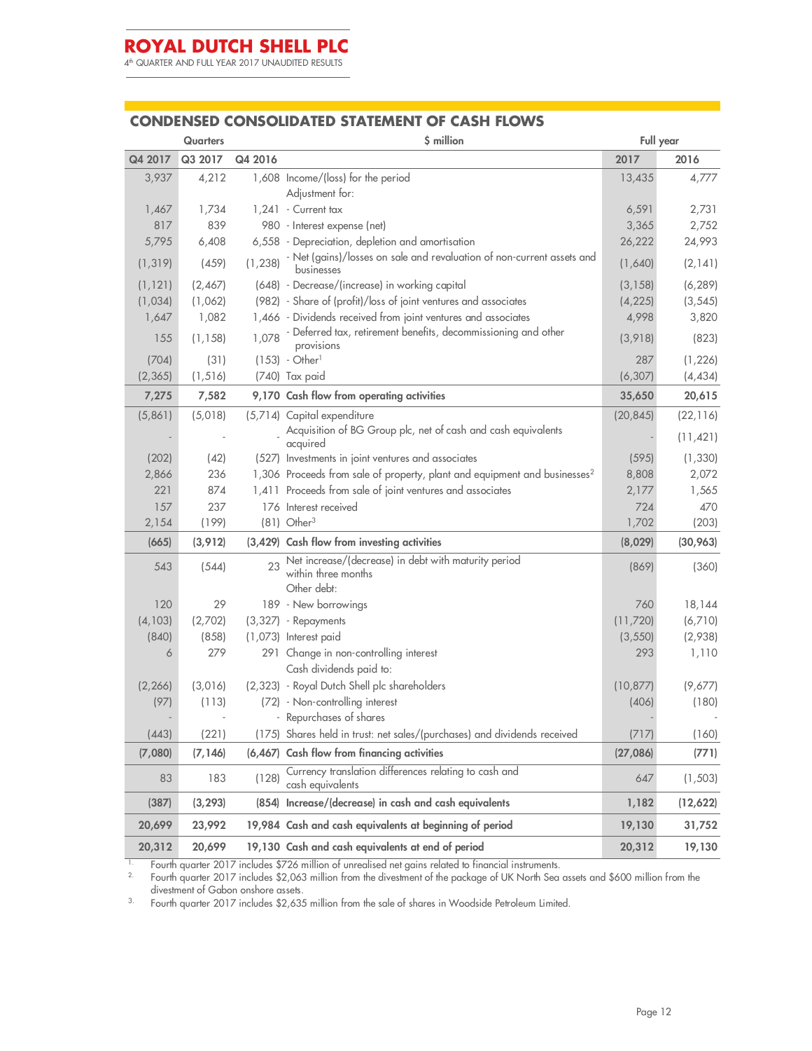## CONDENSED CONSOLIDATED STATEMENT OF CASH FLOWS

| Quarters | | | $ million | Full year | |
|---|---|---|---|---|---|
| Q4 2017 | Q3 2017 | Q4 2016 | | 2017 | 2016 |
| 3,937 | 4,212 | 1,608 | Income/(loss) for the period | 13,435 | 4,777 |
| | | | Adjustment for: | | |
| 1,467 | 1,734 | 1,241 | - Current tax | 6,591 | 2,731 |
| 817 | 839 | 980 | - Interest expense (net) | 3,365 | 2,752 |
| 5,795 | 6,408 | 6,558 | - Depreciation, depletion and amortisation | 26,222 | 24,993 |
| (1,319) | (459) | (1,238) | - Net (gains)/losses on sale and revaluation of non-current assets and businesses | (1,640) | (2,141) |
| (1,121) | (2,467) | (648) | - Decrease/(increase) in working capital | (3,158) | (6,289) |
| (1,034) | (1,062) | (982) | - Share of (profit)/loss of joint ventures and associates | (4,225) | (3,545) |
| 1,647 | 1,082 | 1,466 | - Dividends received from joint ventures and associates | 4,998 | 3,820 |
| 155 | (1,158) | 1,078 | - Deferred tax, retirement benefits, decommissioning and other provisions | (3,918) | (823) |
| (704) | (31) | (153) | - Other[1] | 287 | (1,226) |
| (2,365) | (1,516) | (740) | Tax paid | (6,307) | (4,434) |
| **7,275** | **7,582** | **9,170** | **Cash flow from operating activities** | **35,650** | **20,615** |
| (5,861) | (5,018) | (5,714) | Capital expenditure | (20,845) | (22,116) |
| - | - | - | Acquisition of BG Group plc, net of cash and cash equivalents acquired | - | (11,421) |
| (202) | (42) | (527) | Investments in joint ventures and associates | (595) | (1,330) |
| 2,866 | 236 | 1,306 | Proceeds from sale of property, plant and equipment and businesses[2] | 8,808 | 2,072 |
| 221 | 874 | 1,411 | Proceeds from sale of joint ventures and associates | 2,177 | 1,565 |
| 157 | 237 | 176 | Interest received | 724 | 470 |
| 2,154 | (199) | (81) | Other[3] | 1,702 | (203) |
| **(665)** | **(3,912)** | **(3,429)** | **Cash flow from investing activities** | **(8,029)** | **(30,963)** |
| 543 | (544) | 23 | Net increase/(decrease) in debt with maturity period within three months | (869) | (360) |
| | | | Other debt: | | |
| 120 | 29 | 189 | - New borrowings | 760 | 18,144 |
| (4,103) | (2,702) | (3,327) | - Repayments | (11,720) | (6,710) |
| (840) | (858) | (1,073) | Interest paid | (3,550) | (2,938) |
| 6 | 279 | 291 | Change in non-controlling interest | 293 | 1,110 |
| | | | Cash dividends paid to: | | |
| (2,266) | (3,016) | (2,323) | - Royal Dutch Shell plc shareholders | (10,877) | (9,677) |
| (97) | (113) | (72) | - Non-controlling interest | (406) | (180) |
| - | - | - | Repurchases of shares | - | - |
| (443) | (221) | (175) | Shares held in trust: net sales/(purchases) and dividends received | (717) | (160) |
| **(7,080)** | **(7,146)** | **(6,467)** | **Cash flow from financing activities** | **(27,086)** | **(771)** |
| 83 | 183 | (128) | Currency translation differences relating to cash and cash equivalents | 647 | (1,503) |
| **(387)** | **(3,293)** | **(854)** | **Increase/(decrease) in cash and cash equivalents** | **1,182** | **(12,622)** |
| **20,699** | **23,992** | **19,984** | **Cash and cash equivalents at beginning of period** | **19,130** | **31,752** |
| **20,312** | **20,699** | **19,130** | **Cash and cash equivalents at end of period** | **20,312** | **19,130** |

1. Fourth quarter 2017 includes $726 million of unrealised net gains related to financial instruments.
2. Fourth quarter 2017 includes $2,063 million from the divestment of the package of UK North Sea assets and $600 million from the divestment of Gabon onshore assets.
3. Fourth quarter 2017 includes $2,635 million from the sale of shares in Woodside Petroleum Limited.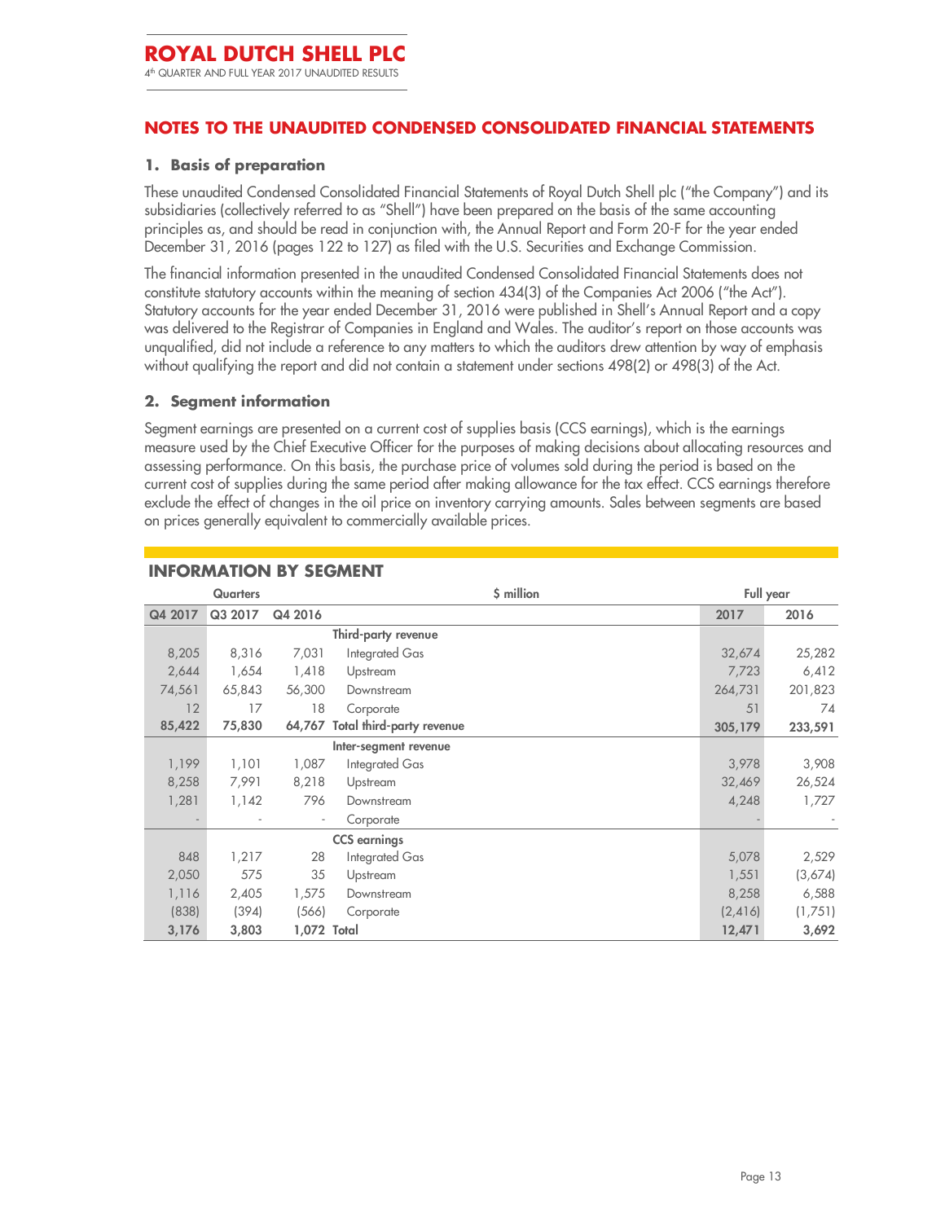## NOTES TO THE UNAUDITED CONDENSED CONSOLIDATED FINANCIAL STATEMENTS

### 1. Basis of preparation

These unaudited Condensed Consolidated Financial Statements of Royal Dutch Shell plc ("the Company") and its subsidiaries (collectively referred to as "Shell") have been prepared on the basis of the same accounting principles as, and should be read in conjunction with, the Annual Report and Form 20-F for the year ended December 31, 2016 (pages 122 to 127) as filed with the U.S. Securities and Exchange Commission.

The financial information presented in the unaudited Condensed Consolidated Financial Statements does not constitute statutory accounts within the meaning of section 434(3) of the Companies Act 2006 ("the Act"). Statutory accounts for the year ended December 31, 2016 were published in Shell's Annual Report and a copy was delivered to the Registrar of Companies in England and Wales. The auditor's report on those accounts was unqualified, did not include a reference to any matters to which the auditors drew attention by way of emphasis without qualifying the report and did not contain a statement under sections 498(2) or 498(3) of the Act.

### 2. Segment information

Segment earnings are presented on a current cost of supplies basis (CCS earnings), which is the earnings measure used by the Chief Executive Officer for the purposes of making decisions about allocating resources and assessing performance. On this basis, the purchase price of volumes sold during the period is based on the current cost of supplies during the same period after making allowance for the tax effect. CCS earnings therefore exclude the effect of changes in the oil price on inventory carrying amounts. Sales between segments are based on prices generally equivalent to commercially available prices.

**INFORMATION BY SEGMENT**

| Quarters | | | $ million | Full year | |
|---|---|---|---|---|---|
| **Q4 2017** | **Q3 2017** | **Q4 2016** | | **2017** | **2016** |
| | | | **Third-party revenue** | | |
| 8,205 | 8,316 | 7,031 | Integrated Gas | 32,674 | 25,282 |
| 2,644 | 1,654 | 1,418 | Upstream | 7,723 | 6,412 |
| 74,561 | 65,843 | 56,300 | Downstream | 264,731 | 201,823 |
| 12 | 17 | 18 | Corporate | 51 | 74 |
| **85,422** | **75,830** | **64,767** | **Total third-party revenue** | **305,179** | **233,591** |
| | | | **Inter-segment revenue** | | |
| 1,199 | 1,101 | 1,087 | Integrated Gas | 3,978 | 3,908 |
| 8,258 | 7,991 | 8,218 | Upstream | 32,469 | 26,524 |
| 1,281 | 1,142 | 796 | Downstream | 4,248 | 1,727 |
| - | - | - | Corporate | - | - |
| | | | **CCS earnings** | | |
| 848 | 1,217 | 28 | Integrated Gas | 5,078 | 2,529 |
| 2,050 | 575 | 35 | Upstream | 1,551 | (3,674) |
| 1,116 | 2,405 | 1,575 | Downstream | 8,258 | 6,588 |
| (838) | (394) | (566) | Corporate | (2,416) | (1,751) |
| **3,176** | **3,803** | **1,072** | **Total** | **12,471** | **3,692** |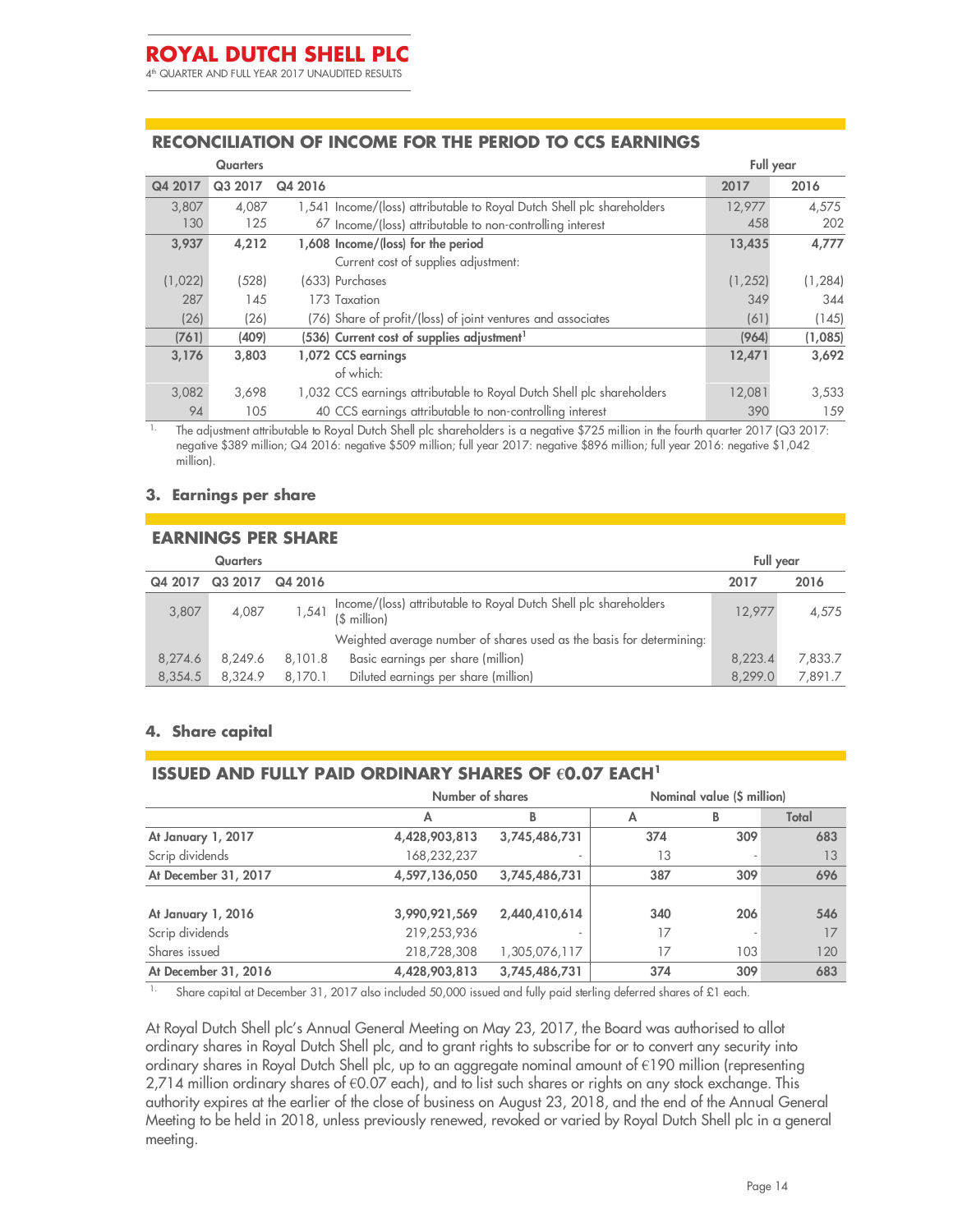## RECONCILIATION OF INCOME FOR THE PERIOD TO CCS EARNINGS

| Quarters | | | | Full year | |
|---|---|---|---|---|---|
| Q4 2017 | Q3 2017 | Q4 2016 | | 2017 | 2016 |
| 3,807 | 4,087 | 1,541 | Income/(loss) attributable to Royal Dutch Shell plc shareholders | 12,977 | 4,575 |
| 130 | 125 | 67 | Income/(loss) attributable to non-controlling interest | 458 | 202 |
| **3,937** | **4,212** | **1,608** | **Income/(loss) for the period** | **13,435** | **4,777** |
| | | | Current cost of supplies adjustment: | | |
| (1,022) | (528) | (633) | Purchases | (1,252) | (1,284) |
| 287 | 145 | 173 | Taxation | 349 | 344 |
| (26) | (26) | (76) | Share of profit/(loss) of joint ventures and associates | (61) | (145) |
| **(761)** | **(409)** | **(536)** | **Current cost of supplies adjustment[1]** | **(964)** | **(1,085)** |
| **3,176** | **3,803** | **1,072** | **CCS earnings** | **12,471** | **3,692** |
| | | | of which: | | |
| 3,082 | 3,698 | 1,032 | CCS earnings attributable to Royal Dutch Shell plc shareholders | 12,081 | 3,533 |
| 94 | 105 | 40 | CCS earnings attributable to non-controlling interest | 390 | 159 |

1. The adjustment attributable to Royal Dutch Shell plc shareholders is a negative $725 million in the fourth quarter 2017 (Q3 2017: negative $389 million; Q4 2016: negative $509 million; full year 2017: negative $896 million; full year 2016: negative $1,042 million).

### 3. Earnings per share

## EARNINGS PER SHARE

| Quarters | | | | Full year | |
|---|---|---|---|---|---|
| Q4 2017 | Q3 2017 | Q4 2016 | | 2017 | 2016 |
| 3,807 | 4,087 | 1,541 | Income/(loss) attributable to Royal Dutch Shell plc shareholders ($ million) | 12,977 | 4,575 |
| | | | Weighted average number of shares used as the basis for determining: | | |
| 8,274.6 | 8,249.6 | 8,101.8 | Basic earnings per share (million) | 8,223.4 | 7,833.7 |
| 8,354.5 | 8,324.9 | 8,170.1 | Diluted earnings per share (million) | 8,299.0 | 7,891.7 |

### 4. Share capital

## ISSUED AND FULLY PAID ORDINARY SHARES OF €0.07 EACH[1]

| | Number of shares | | Nominal value ($ million) | | |
|---|---|---|---|---|---|
| | A | B | A | B | Total |
| **At January 1, 2017** | **4,428,903,813** | **3,745,486,731** | **374** | **309** | **683** |
| Scrip dividends | 168,232,237 | - | 13 | - | 13 |
| **At December 31, 2017** | **4,597,136,050** | **3,745,486,731** | **387** | **309** | **696** |
| | | | | | |
| **At January 1, 2016** | **3,990,921,569** | **2,440,410,614** | **340** | **206** | **546** |
| Scrip dividends | 219,253,936 | - | 17 | - | 17 |
| Shares issued | 218,728,308 | 1,305,076,117 | 17 | 103 | 120 |
| **At December 31, 2016** | **4,428,903,813** | **3,745,486,731** | **374** | **309** | **683** |

1. Share capital at December 31, 2017 also included 50,000 issued and fully paid sterling deferred shares of £1 each.

At Royal Dutch Shell plc's Annual General Meeting on May 23, 2017, the Board was authorised to allot ordinary shares in Royal Dutch Shell plc, and to grant rights to subscribe for or to convert any security into ordinary shares in Royal Dutch Shell plc, up to an aggregate nominal amount of €190 million (representing 2,714 million ordinary shares of €0.07 each), and to list such shares or rights on any stock exchange. This authority expires at the earlier of the close of business on August 23, 2018, and the end of the Annual General Meeting to be held in 2018, unless previously renewed, revoked or varied by Royal Dutch Shell plc in a general meeting.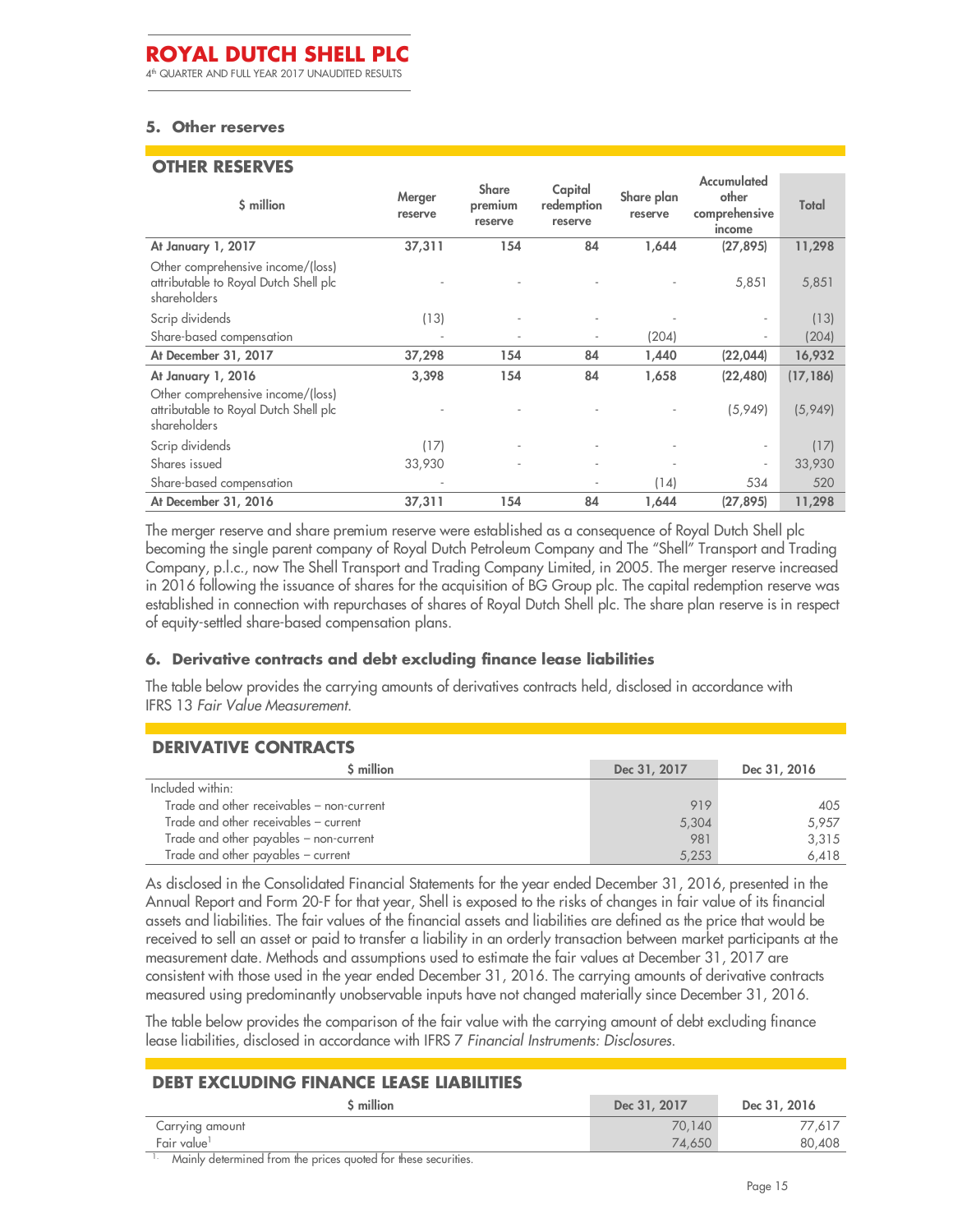## 5. Other reserves

### OTHER RESERVES

| $ million | Merger reserve | Share premium reserve | Capital redemption reserve | Share plan reserve | Accumulated other comprehensive income | Total |
|---|---|---|---|---|---|---|
| **At January 1, 2017** | **37,311** | **154** | **84** | **1,644** | **(27,895)** | **11,298** |
| Other comprehensive income/(loss) attributable to Royal Dutch Shell plc shareholders | - | - | - | - | 5,851 | 5,851 |
| Scrip dividends | (13) | - | - | - | - | (13) |
| Share-based compensation | - | - | - | (204) | - | (204) |
| **At December 31, 2017** | **37,298** | **154** | **84** | **1,440** | **(22,044)** | **16,932** |
| **At January 1, 2016** | **3,398** | **154** | **84** | **1,658** | **(22,480)** | **(17,186)** |
| Other comprehensive income/(loss) attributable to Royal Dutch Shell plc shareholders | - | - | - | - | (5,949) | (5,949) |
| Scrip dividends | (17) | - | - | - | - | (17) |
| Shares issued | 33,930 | - | - | - | - | 33,930 |
| Share-based compensation | - | | - | (14) | 534 | 520 |
| **At December 31, 2016** | **37,311** | **154** | **84** | **1,644** | **(27,895)** | **11,298** |

The merger reserve and share premium reserve were established as a consequence of Royal Dutch Shell plc becoming the single parent company of Royal Dutch Petroleum Company and The "Shell" Transport and Trading Company, p.l.c., now The Shell Transport and Trading Company Limited, in 2005. The merger reserve increased in 2016 following the issuance of shares for the acquisition of BG Group plc. The capital redemption reserve was established in connection with repurchases of shares of Royal Dutch Shell plc. The share plan reserve is in respect of equity-settled share-based compensation plans.

## 6. Derivative contracts and debt excluding finance lease liabilities

The table below provides the carrying amounts of derivatives contracts held, disclosed in accordance with IFRS 13 *Fair Value Measurement*.

### DERIVATIVE CONTRACTS

| $ million | Dec 31, 2017 | Dec 31, 2016 |
|---|---|---|
| Included within: | | |
| Trade and other receivables – non-current | 919 | 405 |
| Trade and other receivables – current | 5,304 | 5,957 |
| Trade and other payables – non-current | 981 | 3,315 |
| Trade and other payables – current | 5,253 | 6,418 |

As disclosed in the Consolidated Financial Statements for the year ended December 31, 2016, presented in the Annual Report and Form 20-F for that year, Shell is exposed to the risks of changes in fair value of its financial assets and liabilities. The fair values of the financial assets and liabilities are defined as the price that would be received to sell an asset or paid to transfer a liability in an orderly transaction between market participants at the measurement date. Methods and assumptions used to estimate the fair values at December 31, 2017 are consistent with those used in the year ended December 31, 2016. The carrying amounts of derivative contracts measured using predominantly unobservable inputs have not changed materially since December 31, 2016.

The table below provides the comparison of the fair value with the carrying amount of debt excluding finance lease liabilities, disclosed in accordance with IFRS 7 *Financial Instruments: Disclosures*.

### DEBT EXCLUDING FINANCE LEASE LIABILITIES

| $ million | Dec 31, 2017 | Dec 31, 2016 |
|---|---|---|
| Carrying amount | 70,140 | 77,617 |
| Fair value[1] | 74,650 | 80,408 |

1. Mainly determined from the prices quoted for these securities.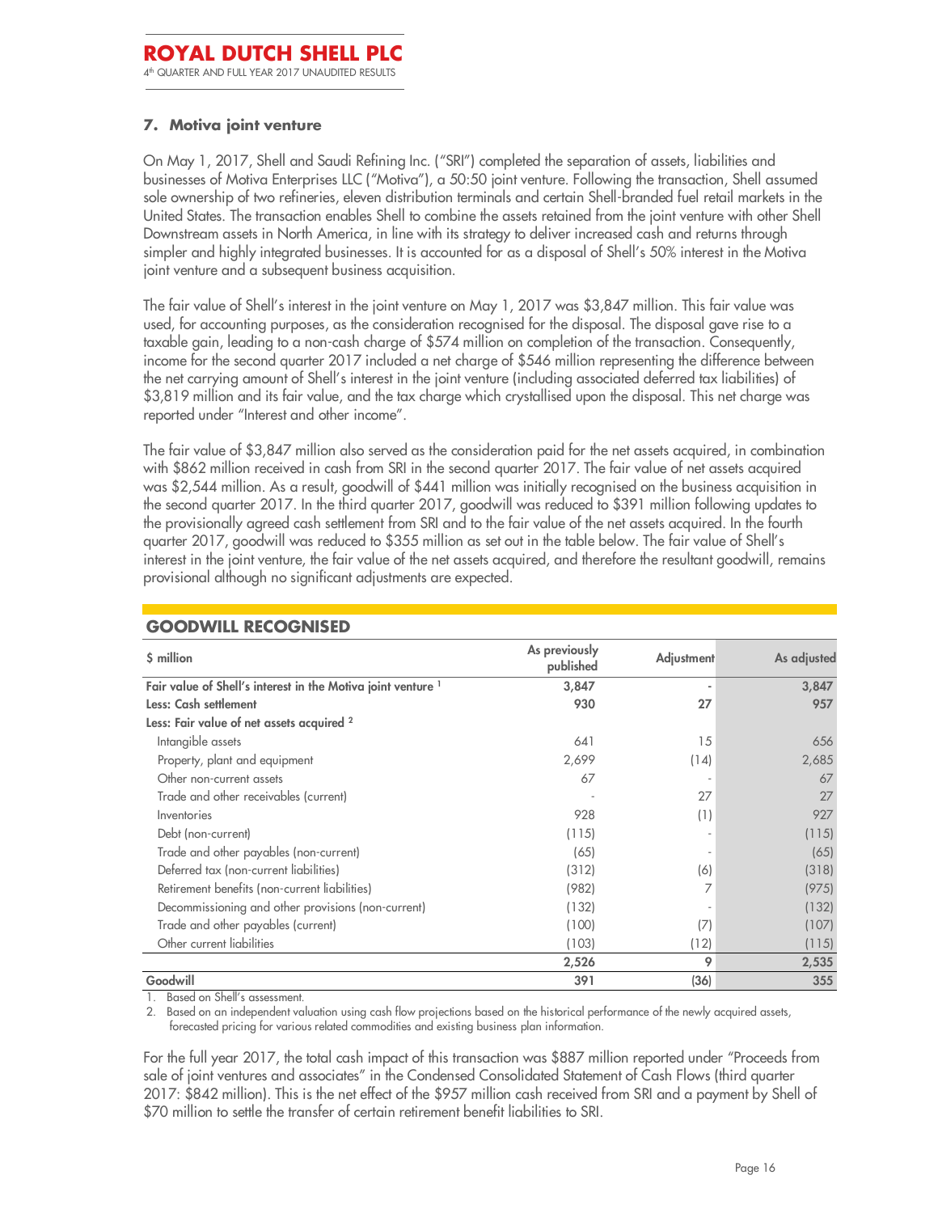## 7. Motiva joint venture

On May 1, 2017, Shell and Saudi Refining Inc. ("SRI") completed the separation of assets, liabilities and businesses of Motiva Enterprises LLC ("Motiva"), a 50:50 joint venture. Following the transaction, Shell assumed sole ownership of two refineries, eleven distribution terminals and certain Shell-branded fuel retail markets in the United States. The transaction enables Shell to combine the assets retained from the joint venture with other Shell Downstream assets in North America, in line with its strategy to deliver increased cash and returns through simpler and highly integrated businesses. It is accounted for as a disposal of Shell's 50% interest in the Motiva joint venture and a subsequent business acquisition.

The fair value of Shell's interest in the joint venture on May 1, 2017 was $3,847 million. This fair value was used, for accounting purposes, as the consideration recognised for the disposal. The disposal gave rise to a taxable gain, leading to a non-cash charge of $574 million on completion of the transaction. Consequently, income for the second quarter 2017 included a net charge of $546 million representing the difference between the net carrying amount of Shell's interest in the joint venture (including associated deferred tax liabilities) of $3,819 million and its fair value, and the tax charge which crystallised upon the disposal. This net charge was reported under "Interest and other income".

The fair value of $3,847 million also served as the consideration paid for the net assets acquired, in combination with $862 million received in cash from SRI in the second quarter 2017. The fair value of net assets acquired was $2,544 million. As a result, goodwill of $441 million was initially recognised on the business acquisition in the second quarter 2017. In the third quarter 2017, goodwill was reduced to $391 million following updates to the provisionally agreed cash settlement from SRI and to the fair value of the net assets acquired. In the fourth quarter 2017, goodwill was reduced to $355 million as set out in the table below. The fair value of Shell's interest in the joint venture, the fair value of the net assets acquired, and therefore the resultant goodwill, remains provisional although no significant adjustments are expected.

### GOODWILL RECOGNISED

| $ million | As previously published | Adjustment | As adjusted |
|---|---|---|---|
| **Fair value of Shell's interest in the Motiva joint venture** [1] | **3,847** | **-** | **3,847** |
| **Less: Cash settlement** | **930** | **27** | **957** |
| **Less: Fair value of net assets acquired** [2] | | | |
| Intangible assets | 641 | 15 | 656 |
| Property, plant and equipment | 2,699 | (14) | 2,685 |
| Other non-current assets | 67 | - | 67 |
| Trade and other receivables (current) | - | 27 | 27 |
| Inventories | 928 | (1) | 927 |
| Debt (non-current) | (115) | - | (115) |
| Trade and other payables (non-current) | (65) | - | (65) |
| Deferred tax (non-current liabilities) | (312) | (6) | (318) |
| Retirement benefits (non-current liabilities) | (982) | 7 | (975) |
| Decommissioning and other provisions (non-current) | (132) | - | (132) |
| Trade and other payables (current) | (100) | (7) | (107) |
| Other current liabilities | (103) | (12) | (115) |
| | **2,526** | **9** | **2,535** |
| **Goodwill** | **391** | **(36)** | **355** |

1. Based on Shell's assessment.
2. Based on an independent valuation using cash flow projections based on the historical performance of the newly acquired assets, forecasted pricing for various related commodities and existing business plan information.

For the full year 2017, the total cash impact of this transaction was $887 million reported under "Proceeds from sale of joint ventures and associates" in the Condensed Consolidated Statement of Cash Flows (third quarter 2017: $842 million). This is the net effect of the $957 million cash received from SRI and a payment by Shell of $70 million to settle the transfer of certain retirement benefit liabilities to SRI.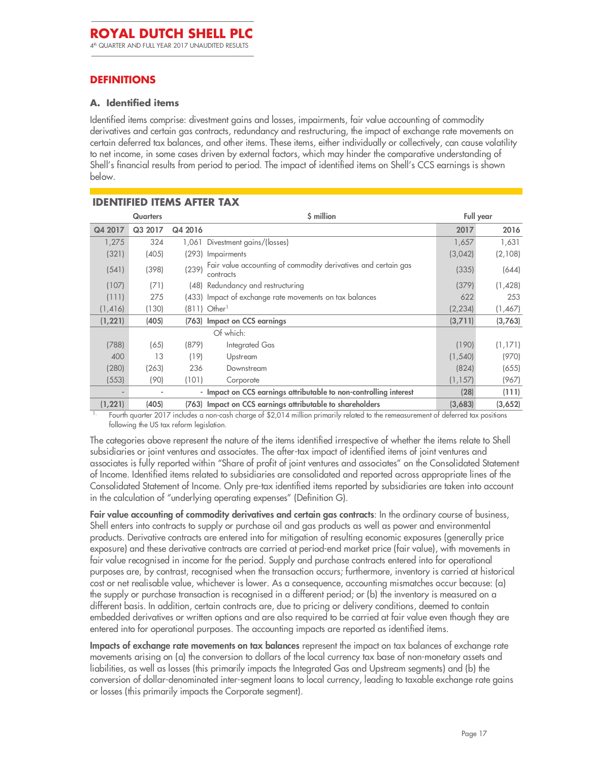## DEFINITIONS

### A. Identified items

Identified items comprise: divestment gains and losses, impairments, fair value accounting of commodity derivatives and certain gas contracts, redundancy and restructuring, the impact of exchange rate movements on certain deferred tax balances, and other items. These items, either individually or collectively, can cause volatility to net income, in some cases driven by external factors, which may hinder the comparative understanding of Shell's financial results from period to period. The impact of identified items on Shell's CCS earnings is shown below.

**IDENTIFIED ITEMS AFTER TAX**

| Quarters | | | $ million | Full year | |
|---|---|---|---|---|---|
| Q4 2017 | Q3 2017 | Q4 2016 | | 2017 | 2016 |
| 1,275 | 324 | 1,061 | Divestment gains/(losses) | 1,657 | 1,631 |
| (321) | (405) | (293) | Impairments | (3,042) | (2,108) |
| (541) | (398) | (239) | Fair value accounting of commodity derivatives and certain gas contracts | (335) | (644) |
| (107) | (71) | (48) | Redundancy and restructuring | (379) | (1,428) |
| (111) | 275 | (433) | Impact of exchange rate movements on tax balances | 622 | 253 |
| (1,416) | (130) | (811) | Other[1] | (2,234) | (1,467) |
| **(1,221)** | **(405)** | **(763)** | **Impact on CCS earnings** | **(3,711)** | **(3,763)** |
| | | | Of which: | | |
| (788) | (65) | (879) | Integrated Gas | (190) | (1,171) |
| 400 | 13 | (19) | Upstream | (1,540) | (970) |
| (280) | (263) | 236 | Downstream | (824) | (655) |
| (553) | (90) | (101) | Corporate | (1,157) | (967) |
| - | - | - | **Impact on CCS earnings attributable to non-controlling interest** | **(28)** | **(111)** |
| **(1,221)** | **(405)** | **(763)** | **Impact on CCS earnings attributable to shareholders** | **(3,683)** | **(3,652)** |

1. Fourth quarter 2017 includes a non-cash charge of $2,014 million primarily related to the remeasurement of deferred tax positions following the US tax reform legislation.

The categories above represent the nature of the items identified irrespective of whether the items relate to Shell subsidiaries or joint ventures and associates. The after-tax impact of identified items of joint ventures and associates is fully reported within "Share of profit of joint ventures and associates" on the Consolidated Statement of Income. Identified items related to subsidiaries are consolidated and reported across appropriate lines of the Consolidated Statement of Income. Only pre-tax identified items reported by subsidiaries are taken into account in the calculation of "underlying operating expenses" (Definition G).

**Fair value accounting of commodity derivatives and certain gas contracts**: In the ordinary course of business, Shell enters into contracts to supply or purchase oil and gas products as well as power and environmental products. Derivative contracts are entered into for mitigation of resulting economic exposures (generally price exposure) and these derivative contracts are carried at period-end market price (fair value), with movements in fair value recognised in income for the period. Supply and purchase contracts entered into for operational purposes are, by contrast, recognised when the transaction occurs; furthermore, inventory is carried at historical cost or net realisable value, whichever is lower. As a consequence, accounting mismatches occur because: (a) the supply or purchase transaction is recognised in a different period; or (b) the inventory is measured on a different basis. In addition, certain contracts are, due to pricing or delivery conditions, deemed to contain embedded derivatives or written options and are also required to be carried at fair value even though they are entered into for operational purposes. The accounting impacts are reported as identified items.

**Impacts of exchange rate movements on tax balances** represent the impact on tax balances of exchange rate movements arising on (a) the conversion to dollars of the local currency tax base of non-monetary assets and liabilities, as well as losses (this primarily impacts the Integrated Gas and Upstream segments) and (b) the conversion of dollar-denominated inter-segment loans to local currency, leading to taxable exchange rate gains or losses (this primarily impacts the Corporate segment).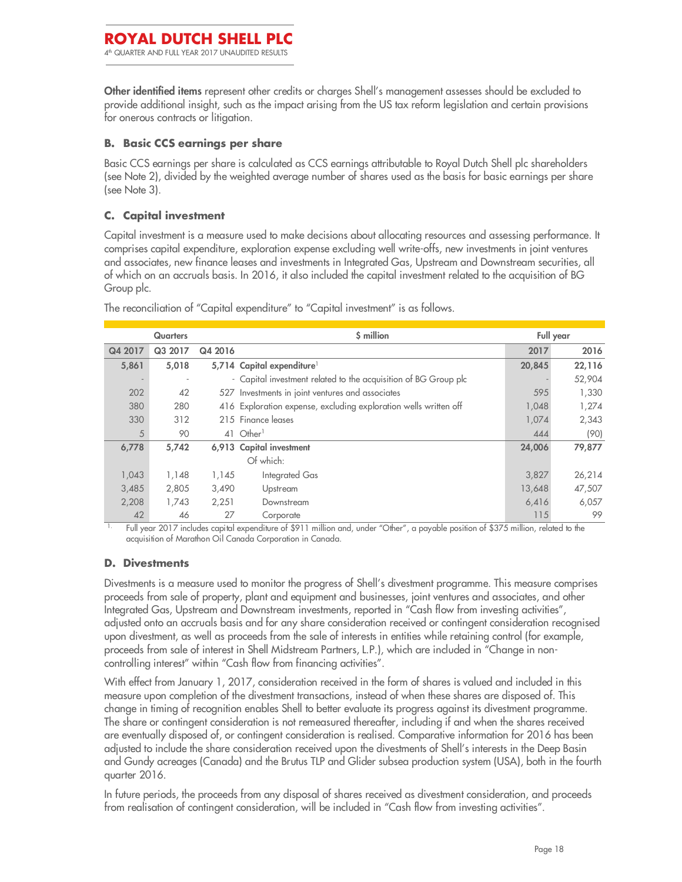**Other identified items** represent other credits or charges Shell's management assesses should be excluded to provide additional insight, such as the impact arising from the US tax reform legislation and certain provisions for onerous contracts or litigation.

### B. Basic CCS earnings per share

Basic CCS earnings per share is calculated as CCS earnings attributable to Royal Dutch Shell plc shareholders (see Note 2), divided by the weighted average number of shares used as the basis for basic earnings per share (see Note 3).

### C. Capital investment

Capital investment is a measure used to make decisions about allocating resources and assessing performance. It comprises capital expenditure, exploration expense excluding well write-offs, new investments in joint ventures and associates, new finance leases and investments in Integrated Gas, Upstream and Downstream securities, all of which on an accruals basis. In 2016, it also included the capital investment related to the acquisition of BG Group plc.

The reconciliation of "Capital expenditure" to "Capital investment" is as follows.

| Quarters | | | $ million | Full year | |
|---|---|---|---|---|---|
| **Q4 2017** | **Q3 2017** | **Q4 2016** | | **2017** | **2016** |
| **5,861** | **5,018** | **5,714** | **Capital expenditure**[1] | **20,845** | **22,116** |
| - | - | - | Capital investment related to the acquisition of BG Group plc | - | 52,904 |
| 202 | 42 | 527 | Investments in joint ventures and associates | 595 | 1,330 |
| 380 | 280 | 416 | Exploration expense, excluding exploration wells written off | 1,048 | 1,274 |
| 330 | 312 | 215 | Finance leases | 1,074 | 2,343 |
| 5 | 90 | 41 | Other[1] | 444 | (90) |
| **6,778** | **5,742** | **6,913** | **Capital investment** | **24,006** | **79,877** |
| | | | Of which: | | |
| 1,043 | 1,148 | 1,145 | Integrated Gas | 3,827 | 26,214 |
| 3,485 | 2,805 | 3,490 | Upstream | 13,648 | 47,507 |
| 2,208 | 1,743 | 2,251 | Downstream | 6,416 | 6,057 |
| 42 | 46 | 27 | Corporate | 115 | 99 |

1. Full year 2017 includes capital expenditure of $911 million and, under "Other", a payable position of $375 million, related to the acquisition of Marathon Oil Canada Corporation in Canada.

### D. Divestments

Divestments is a measure used to monitor the progress of Shell's divestment programme. This measure comprises proceeds from sale of property, plant and equipment and businesses, joint ventures and associates, and other Integrated Gas, Upstream and Downstream investments, reported in "Cash flow from investing activities", adjusted onto an accruals basis and for any share consideration received or contingent consideration recognised upon divestment, as well as proceeds from the sale of interests in entities while retaining control (for example, proceeds from sale of interest in Shell Midstream Partners, L.P.), which are included in "Change in non-controlling interest" within "Cash flow from financing activities".

With effect from January 1, 2017, consideration received in the form of shares is valued and included in this measure upon completion of the divestment transactions, instead of when these shares are disposed of. This change in timing of recognition enables Shell to better evaluate its progress against its divestment programme. The share or contingent consideration is not remeasured thereafter, including if and when the shares received are eventually disposed of, or contingent consideration is realised. Comparative information for 2016 has been adjusted to include the share consideration received upon the divestments of Shell's interests in the Deep Basin and Gundy acreages (Canada) and the Brutus TLP and Glider subsea production system (USA), both in the fourth quarter 2016.

In future periods, the proceeds from any disposal of shares received as divestment consideration, and proceeds from realisation of contingent consideration, will be included in "Cash flow from investing activities".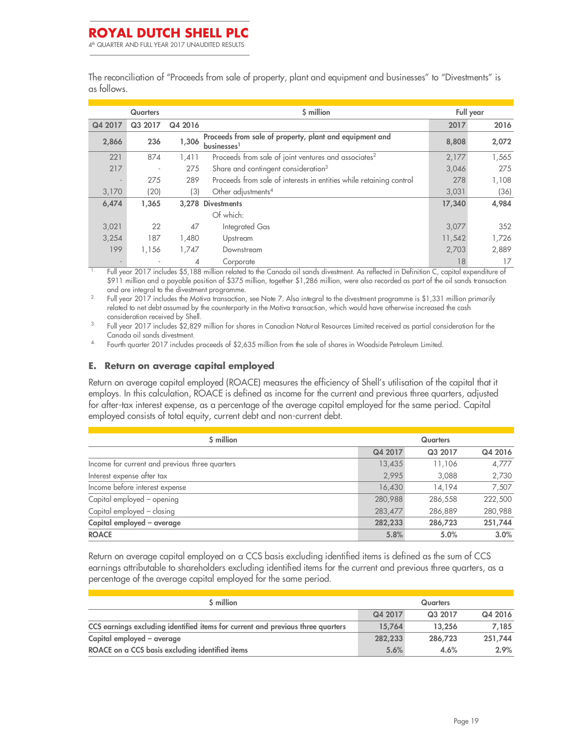The reconciliation of "Proceeds from sale of property, plant and equipment and businesses" to "Divestments" is as follows.

| Quarters | | | $ million | Full year | |
|---|---|---|---|---|---|
| Q4 2017 | Q3 2017 | Q4 2016 | | 2017 | 2016 |
| **2,866** | **236** | **1,306** | **Proceeds from sale of property, plant and equipment and businesses**[1] | **8,808** | **2,072** |
| 221 | 874 | 1,411 | Proceeds from sale of joint ventures and associates[2] | 2,177 | 1,565 |
| 217 | - | 275 | Share and contingent consideration[3] | 3,046 | 275 |
| - | 275 | 289 | Proceeds from sale of interests in entities while retaining control | 278 | 1,108 |
| 3,170 | (20) | (3) | Other adjustments[4] | 3,031 | (36) |
| **6,474** | **1,365** | **3,278** | **Divestments** | **17,340** | **4,984** |
| | | | Of which: | | |
| 3,021 | 22 | 47 | Integrated Gas | 3,077 | 352 |
| 3,254 | 187 | 1,480 | Upstream | 11,542 | 1,726 |
| 199 | 1,156 | 1,747 | Downstream | 2,703 | 2,889 |
| - | - | 4 | Corporate | 18 | 17 |

1. Full year 2017 includes $5,188 million related to the Canada oil sands divestment. As reflected in Definition C, capital expenditure of $911 million and a payable position of $375 million, together $1,286 million, were also recorded as part of the oil sands transaction and are integral to the divestment programme.
2. Full year 2017 includes the Motiva transaction, see Note 7. Also integral to the divestment programme is $1,331 million primarily related to net debt assumed by the counterparty in the Motiva transaction, which would have otherwise increased the cash consideration received by Shell.
3. Full year 2017 includes $2,829 million for shares in Canadian Natural Resources Limited received as partial consideration for the Canada oil sands divestment.
4. Fourth quarter 2017 includes proceeds of $2,635 million from the sale of shares in Woodside Petroleum Limited.

## E. Return on average capital employed

Return on average capital employed (ROACE) measures the efficiency of Shell's utilisation of the capital that it employs. In this calculation, ROACE is defined as income for the current and previous three quarters, adjusted for after-tax interest expense, as a percentage of the average capital employed for the same period. Capital employed consists of total equity, current debt and non-current debt.

| $ million | Quarters | | |
|---|---|---|---|
| | Q4 2017 | Q3 2017 | Q4 2016 |
| Income for current and previous three quarters | 13,435 | 11,106 | 4,777 |
| Interest expense after tax | 2,995 | 3,088 | 2,730 |
| Income before interest expense | 16,430 | 14,194 | 7,507 |
| Capital employed – opening | 280,988 | 286,558 | 222,500 |
| Capital employed – closing | 283,477 | 286,889 | 280,988 |
| **Capital employed – average** | **282,233** | **286,723** | **251,744** |
| **ROACE** | **5.8%** | **5.0%** | **3.0%** |

Return on average capital employed on a CCS basis excluding identified items is defined as the sum of CCS earnings attributable to shareholders excluding identified items for the current and previous three quarters, as a percentage of the average capital employed for the same period.

| $ million | Quarters | | |
|---|---|---|---|
| | Q4 2017 | Q3 2017 | Q4 2016 |
| **CCS earnings excluding identified items for current and previous three quarters** | **15,764** | **13,256** | **7,185** |
| **Capital employed – average** | **282,233** | **286,723** | **251,744** |
| **ROACE on a CCS basis excluding identified items** | **5.6%** | **4.6%** | **2.9%** |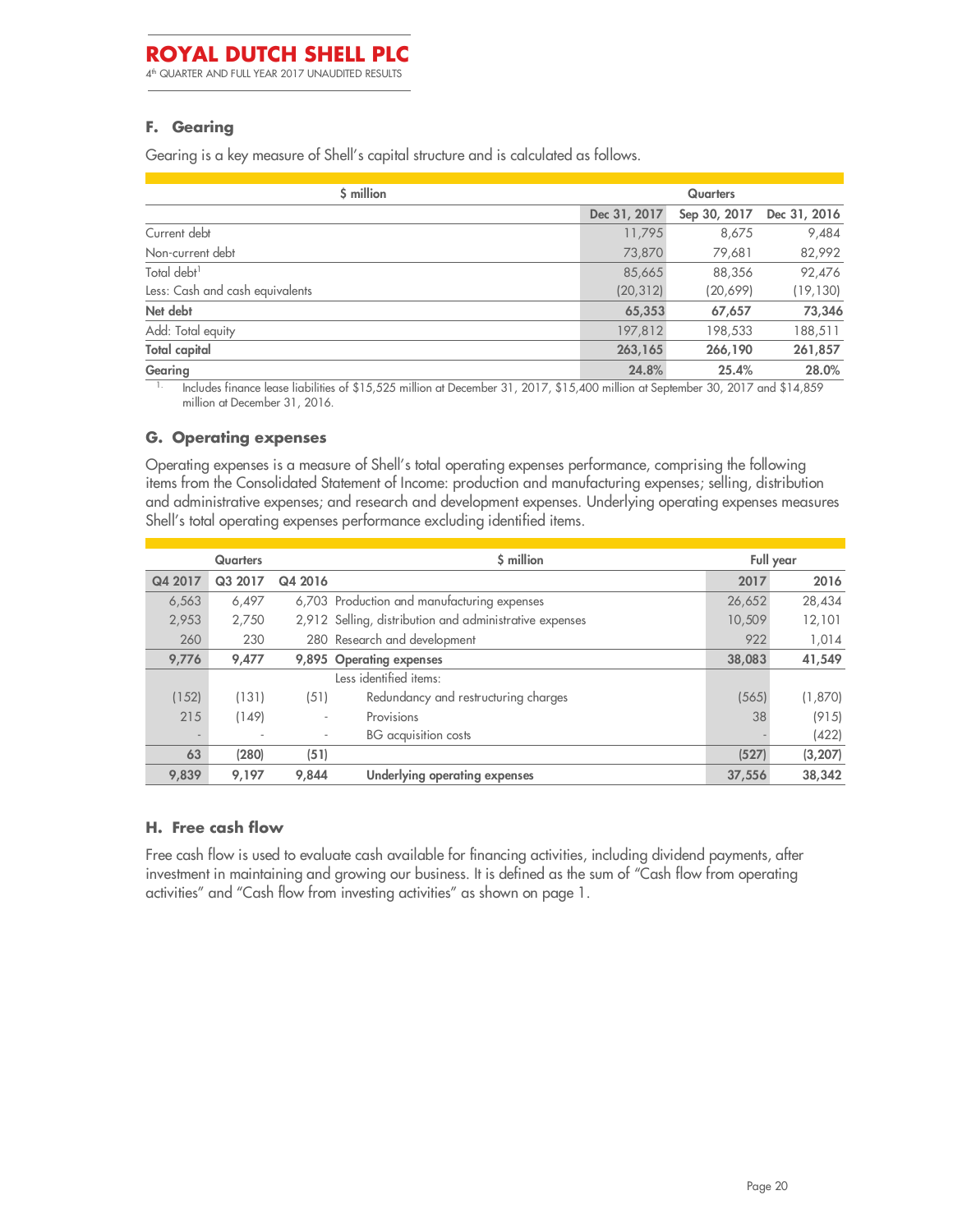## F. Gearing

Gearing is a key measure of Shell's capital structure and is calculated as follows.

| $ million | Quarters | | |
|---|---|---|---|
| | Dec 31, 2017 | Sep 30, 2017 | Dec 31, 2016 |
| Current debt | 11,795 | 8,675 | 9,484 |
| Non-current debt | 73,870 | 79,681 | 82,992 |
| Total debt[1] | 85,665 | 88,356 | 92,476 |
| Less: Cash and cash equivalents | (20,312) | (20,699) | (19,130) |
| **Net debt** | **65,353** | **67,657** | **73,346** |
| Add: Total equity | 197,812 | 198,533 | 188,511 |
| **Total capital** | **263,165** | **266,190** | **261,857** |
| **Gearing** | **24.8%** | **25.4%** | **28.0%** |

1. Includes finance lease liabilities of $15,525 million at December 31, 2017, $15,400 million at September 30, 2017 and $14,859 million at December 31, 2016.

## G. Operating expenses

Operating expenses is a measure of Shell's total operating expenses performance, comprising the following items from the Consolidated Statement of Income: production and manufacturing expenses; selling, distribution and administrative expenses; and research and development expenses. Underlying operating expenses measures Shell's total operating expenses performance excluding identified items.

| Quarters | | | $ million | Full year | |
|---|---|---|---|---|---|
| Q4 2017 | Q3 2017 | Q4 2016 | | 2017 | 2016 |
| 6,563 | 6,497 | 6,703 | Production and manufacturing expenses | 26,652 | 28,434 |
| 2,953 | 2,750 | 2,912 | Selling, distribution and administrative expenses | 10,509 | 12,101 |
| 260 | 230 | 280 | Research and development | 922 | 1,014 |
| **9,776** | **9,477** | **9,895** | **Operating expenses** | **38,083** | **41,549** |
| | | | Less identified items: | | |
| (152) | (131) | (51) | Redundancy and restructuring charges | (565) | (1,870) |
| 215 | (149) | - | Provisions | 38 | (915) |
| - | - | - | BG acquisition costs | - | (422) |
| **63** | **(280)** | **(51)** | | **(527)** | **(3,207)** |
| **9,839** | **9,197** | **9,844** | **Underlying operating expenses** | **37,556** | **38,342** |

## H. Free cash flow

Free cash flow is used to evaluate cash available for financing activities, including dividend payments, after investment in maintaining and growing our business. It is defined as the sum of "Cash flow from operating activities" and "Cash flow from investing activities" as shown on page 1.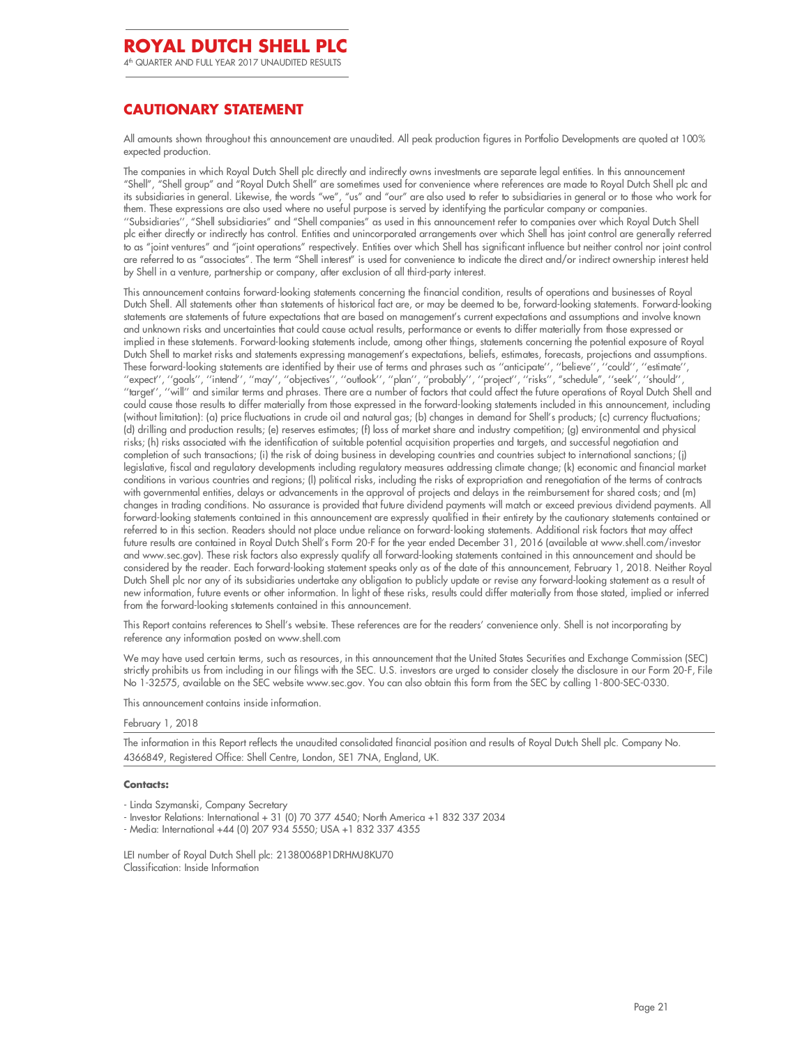## CAUTIONARY STATEMENT

All amounts shown throughout this announcement are unaudited. All peak production figures in Portfolio Developments are quoted at 100% expected production.

The companies in which Royal Dutch Shell plc directly and indirectly owns investments are separate legal entities. In this announcement "Shell", "Shell group" and "Royal Dutch Shell" are sometimes used for convenience where references are made to Royal Dutch Shell plc and its subsidiaries in general. Likewise, the words "we", "us" and "our" are also used to refer to subsidiaries in general or to those who work for them. These expressions are also used where no useful purpose is served by identifying the particular company or companies. ''Subsidiaries'', "Shell subsidiaries" and "Shell companies" as used in this announcement refer to companies over which Royal Dutch Shell plc either directly or indirectly has control. Entities and unincorporated arrangements over which Shell has joint control are generally referred to as "joint ventures" and "joint operations" respectively. Entities over which Shell has significant influence but neither control nor joint control are referred to as "associates". The term "Shell interest" is used for convenience to indicate the direct and/or indirect ownership interest held by Shell in a venture, partnership or company, after exclusion of all third-party interest.

This announcement contains forward-looking statements concerning the financial condition, results of operations and businesses of Royal Dutch Shell. All statements other than statements of historical fact are, or may be deemed to be, forward-looking statements. Forward-looking statements are statements of future expectations that are based on management's current expectations and assumptions and involve known and unknown risks and uncertainties that could cause actual results, performance or events to differ materially from those expressed or implied in these statements. Forward-looking statements include, among other things, statements concerning the potential exposure of Royal Dutch Shell to market risks and statements expressing management's expectations, beliefs, estimates, forecasts, projections and assumptions. These forward-looking statements are identified by their use of terms and phrases such as ''anticipate'', ''believe'', ''could'', ''estimate'', ''expect'', ''goals'', ''intend'', ''may'', ''objectives'', ''outlook'', ''plan'', ''probably'', ''project'', ''risks'', "schedule", ''seek'', ''should'', ''target'', ''will'' and similar terms and phrases. There are a number of factors that could affect the future operations of Royal Dutch Shell and could cause those results to differ materially from those expressed in the forward-looking statements included in this announcement, including (without limitation): (a) price fluctuations in crude oil and natural gas; (b) changes in demand for Shell's products; (c) currency fluctuations; (d) drilling and production results; (e) reserves estimates; (f) loss of market share and industry competition; (g) environmental and physical risks; (h) risks associated with the identification of suitable potential acquisition properties and targets, and successful negotiation and completion of such transactions; (i) the risk of doing business in developing countries and countries subject to international sanctions; (j) legislative, fiscal and regulatory developments including regulatory measures addressing climate change; (k) economic and financial market conditions in various countries and regions; (l) political risks, including the risks of expropriation and renegotiation of the terms of contracts with governmental entities, delays or advancements in the approval of projects and delays in the reimbursement for shared costs; and (m) changes in trading conditions. No assurance is provided that future dividend payments will match or exceed previous dividend payments. All forward-looking statements contained in this announcement are expressly qualified in their entirety by the cautionary statements contained or referred to in this section. Readers should not place undue reliance on forward-looking statements. Additional risk factors that may affect future results are contained in Royal Dutch Shell's Form 20-F for the year ended December 31, 2016 (available at www.shell.com/investor and www.sec.gov). These risk factors also expressly qualify all forward-looking statements contained in this announcement and should be considered by the reader. Each forward-looking statement speaks only as of the date of this announcement, February 1, 2018. Neither Royal Dutch Shell plc nor any of its subsidiaries undertake any obligation to publicly update or revise any forward-looking statement as a result of new information, future events or other information. In light of these risks, results could differ materially from those stated, implied or inferred from the forward-looking statements contained in this announcement.

This Report contains references to Shell's website. These references are for the readers' convenience only. Shell is not incorporating by reference any information posted on www.shell.com

We may have used certain terms, such as resources, in this announcement that the United States Securities and Exchange Commission (SEC) strictly prohibits us from including in our filings with the SEC. U.S. investors are urged to consider closely the disclosure in our Form 20-F, File No 1-32575, available on the SEC website www.sec.gov. You can also obtain this form from the SEC by calling 1-800-SEC-0330.

This announcement contains inside information.

February 1, 2018

---

The information in this Report reflects the unaudited consolidated financial position and results of Royal Dutch Shell plc. Company No. 4366849, Registered Office: Shell Centre, London, SE1 7NA, England, UK.

---

**Contacts:**

- Linda Szymanski, Company Secretary
- Investor Relations: International + 31 (0) 70 377 4540; North America +1 832 337 2034
- Media: International +44 (0) 207 934 5550; USA +1 832 337 4355

LEI number of Royal Dutch Shell plc: 21380068P1DRHMJ8KU70
Classification: Inside Information